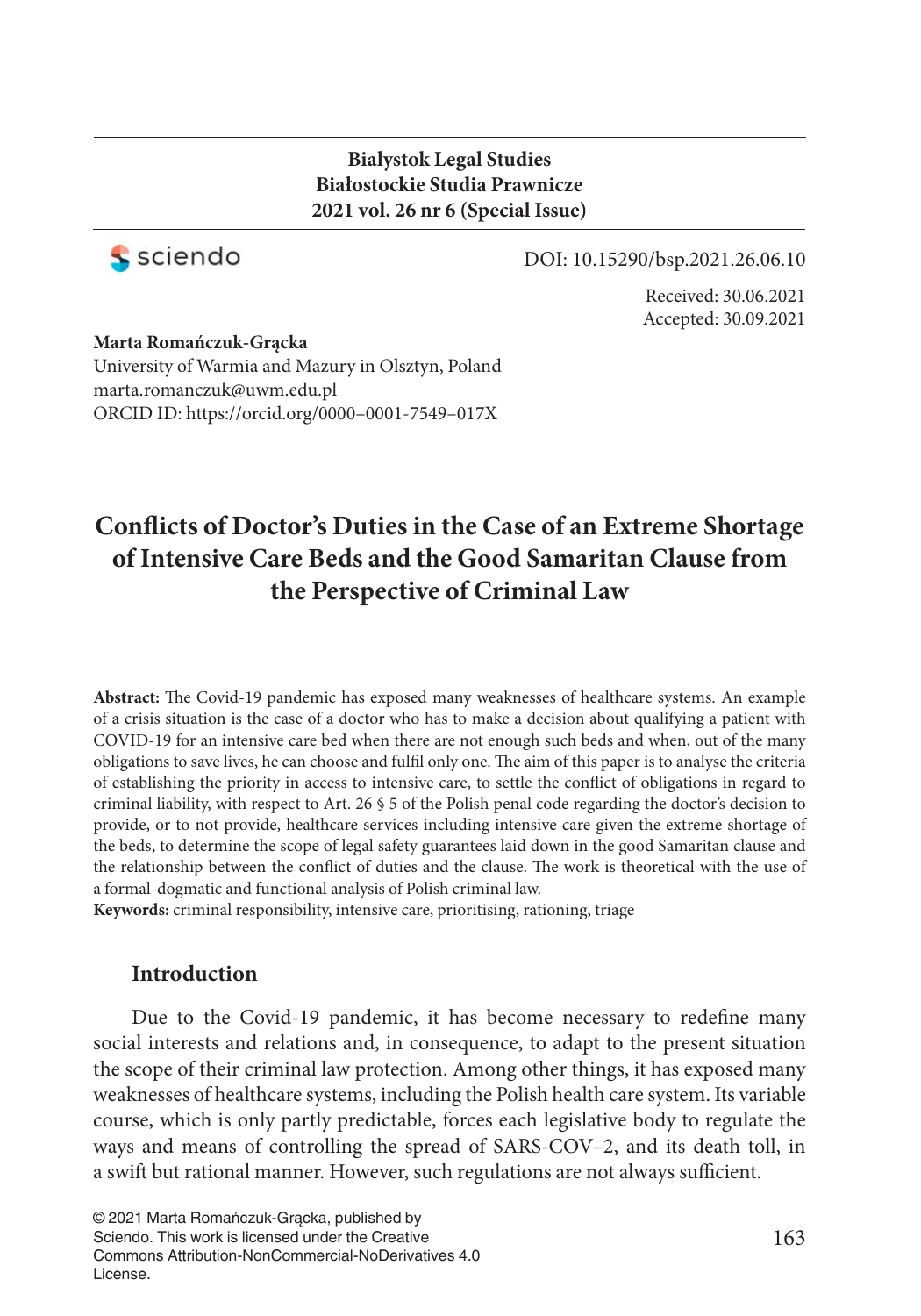**Bialystok Legal Studies**
**Białostockie Studia Prawnicze**
**2021 vol. 26 nr 6 (Special Issue)**

sciendo

DOI: 10.15290/bsp.2021.26.06.10

Received: 30.06.2021
Accepted: 30.09.2021

**Marta Romańczuk-Grącka**
University of Warmia and Mazury in Olsztyn, Poland
marta.romanczuk@uwm.edu.pl
ORCID ID: https://orcid.org/0000–0001-7549–017X

# Conflicts of Doctor's Duties in the Case of an Extreme Shortage of Intensive Care Beds and the Good Samaritan Clause from the Perspective of Criminal Law

**Abstract:** The Covid-19 pandemic has exposed many weaknesses of healthcare systems. An example of a crisis situation is the case of a doctor who has to make a decision about qualifying a patient with COVID-19 for an intensive care bed when there are not enough such beds and when, out of the many obligations to save lives, he can choose and fulfil only one. The aim of this paper is to analyse the criteria of establishing the priority in access to intensive care, to settle the conflict of obligations in regard to criminal liability, with respect to Art. 26 § 5 of the Polish penal code regarding the doctor's decision to provide, or to not provide, healthcare services including intensive care given the extreme shortage of the beds, to determine the scope of legal safety guarantees laid down in the good Samaritan clause and the relationship between the conflict of duties and the clause. The work is theoretical with the use of a formal-dogmatic and functional analysis of Polish criminal law.

**Keywords:** criminal responsibility, intensive care, prioritising, rationing, triage

## Introduction

Due to the Covid-19 pandemic, it has become necessary to redefine many social interests and relations and, in consequence, to adapt to the present situation the scope of their criminal law protection. Among other things, it has exposed many weaknesses of healthcare systems, including the Polish health care system. Its variable course, which is only partly predictable, forces each legislative body to regulate the ways and means of controlling the spread of SARS-COV–2, and its death toll, in a swift but rational manner. However, such regulations are not always sufficient.

© 2021 Marta Romańczuk-Grącka, published by Sciendo. This work is licensed under the Creative Commons Attribution-NonCommercial-NoDerivatives 4.0 License.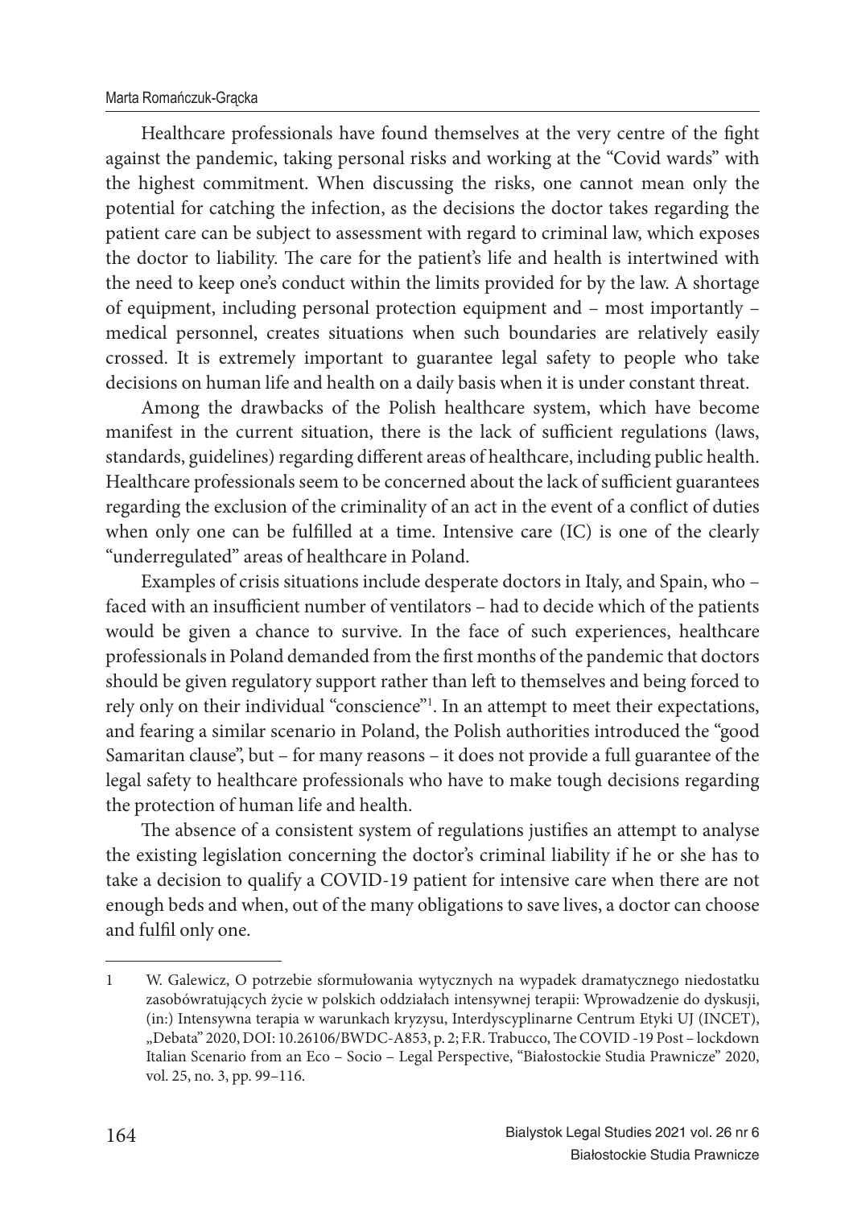Healthcare professionals have found themselves at the very centre of the fight against the pandemic, taking personal risks and working at the "Covid wards" with the highest commitment. When discussing the risks, one cannot mean only the potential for catching the infection, as the decisions the doctor takes regarding the patient care can be subject to assessment with regard to criminal law, which exposes the doctor to liability. The care for the patient's life and health is intertwined with the need to keep one's conduct within the limits provided for by the law. A shortage of equipment, including personal protection equipment and – most importantly – medical personnel, creates situations when such boundaries are relatively easily crossed. It is extremely important to guarantee legal safety to people who take decisions on human life and health on a daily basis when it is under constant threat.

Among the drawbacks of the Polish healthcare system, which have become manifest in the current situation, there is the lack of sufficient regulations (laws, standards, guidelines) regarding different areas of healthcare, including public health. Healthcare professionals seem to be concerned about the lack of sufficient guarantees regarding the exclusion of the criminality of an act in the event of a conflict of duties when only one can be fulfilled at a time. Intensive care (IC) is one of the clearly "underregulated" areas of healthcare in Poland.

Examples of crisis situations include desperate doctors in Italy, and Spain, who – faced with an insufficient number of ventilators – had to decide which of the patients would be given a chance to survive. In the face of such experiences, healthcare professionals in Poland demanded from the first months of the pandemic that doctors should be given regulatory support rather than left to themselves and being forced to rely only on their individual "conscience"[1]. In an attempt to meet their expectations, and fearing a similar scenario in Poland, the Polish authorities introduced the "good Samaritan clause", but – for many reasons – it does not provide a full guarantee of the legal safety to healthcare professionals who have to make tough decisions regarding the protection of human life and health.

The absence of a consistent system of regulations justifies an attempt to analyse the existing legislation concerning the doctor's criminal liability if he or she has to take a decision to qualify a COVID-19 patient for intensive care when there are not enough beds and when, out of the many obligations to save lives, a doctor can choose and fulfil only one.

---

1 W. Galewicz, O potrzebie sformułowania wytycznych na wypadek dramatycznego niedostatku zasobówratujących życie w polskich oddziałach intensywnej terapii: Wprowadzenie do dyskusji, (in:) Intensywna terapia w warunkach kryzysu, Interdyscyplinarne Centrum Etyki UJ (INCET), „Debata" 2020, DOI: 10.26106/BWDC-A853, p. 2; F.R. Trabucco, The COVID -19 Post – lockdown Italian Scenario from an Eco – Socio – Legal Perspective, "Białostockie Studia Prawnicze" 2020, vol. 25, no. 3, pp. 99–116.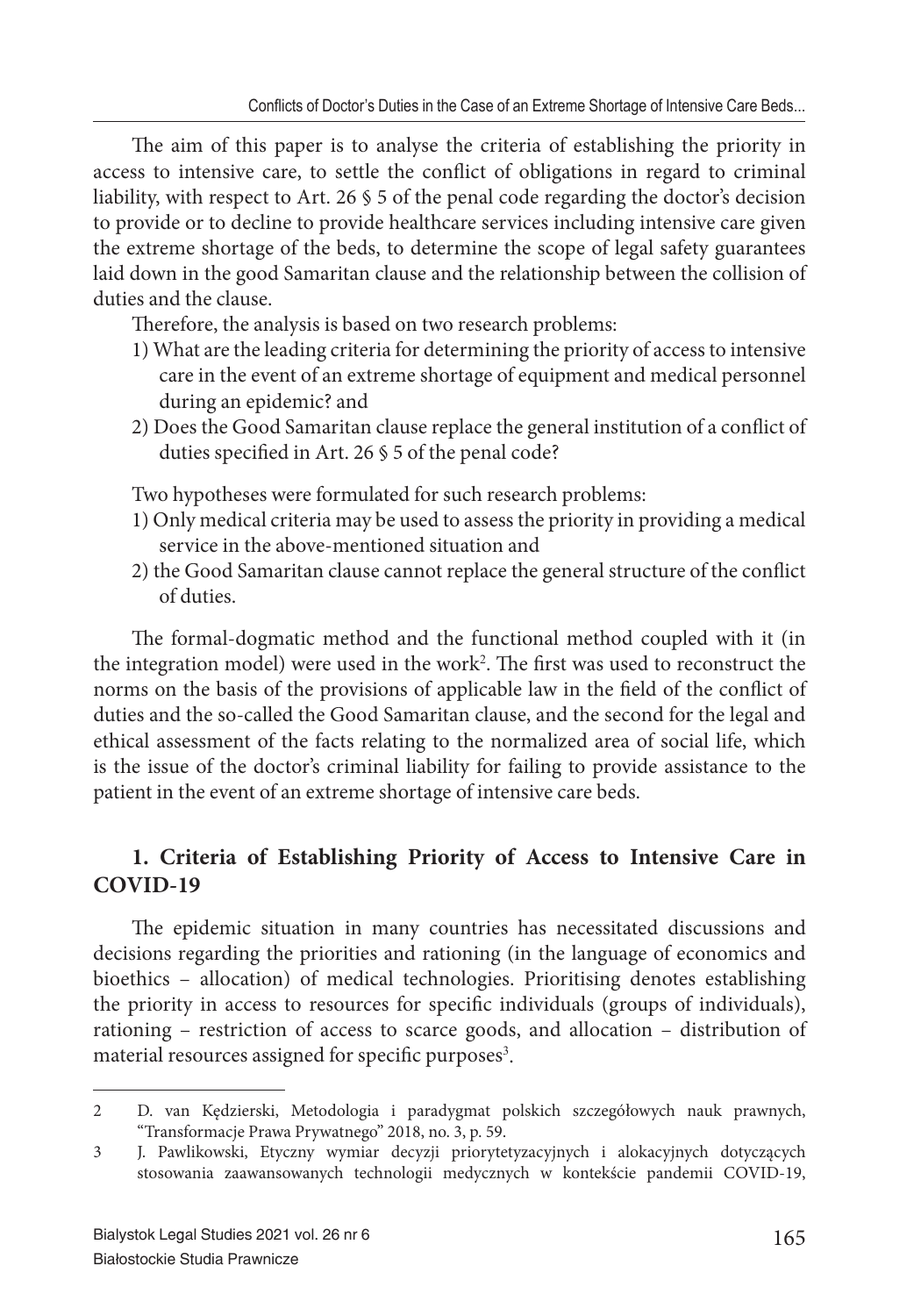The aim of this paper is to analyse the criteria of establishing the priority in access to intensive care, to settle the conflict of obligations in regard to criminal liability, with respect to Art. 26 § 5 of the penal code regarding the doctor's decision to provide or to decline to provide healthcare services including intensive care given the extreme shortage of the beds, to determine the scope of legal safety guarantees laid down in the good Samaritan clause and the relationship between the collision of duties and the clause.

Therefore, the analysis is based on two research problems:

1) What are the leading criteria for determining the priority of access to intensive care in the event of an extreme shortage of equipment and medical personnel during an epidemic? and
2) Does the Good Samaritan clause replace the general institution of a conflict of duties specified in Art. 26 § 5 of the penal code?

Two hypotheses were formulated for such research problems:

1) Only medical criteria may be used to assess the priority in providing a medical service in the above-mentioned situation and
2) the Good Samaritan clause cannot replace the general structure of the conflict of duties.

The formal-dogmatic method and the functional method coupled with it (in the integration model) were used in the work[2]. The first was used to reconstruct the norms on the basis of the provisions of applicable law in the field of the conflict of duties and the so-called the Good Samaritan clause, and the second for the legal and ethical assessment of the facts relating to the normalized area of social life, which is the issue of the doctor's criminal liability for failing to provide assistance to the patient in the event of an extreme shortage of intensive care beds.

## 1. Criteria of Establishing Priority of Access to Intensive Care in COVID-19

The epidemic situation in many countries has necessitated discussions and decisions regarding the priorities and rationing (in the language of economics and bioethics – allocation) of medical technologies. Prioritising denotes establishing the priority in access to resources for specific individuals (groups of individuals), rationing – restriction of access to scarce goods, and allocation – distribution of material resources assigned for specific purposes[3].

---

2 D. van Kędzierski, Metodologia i paradygmat polskich szczegółowych nauk prawnych, "Transformacje Prawa Prywatnego" 2018, no. 3, p. 59.

3 J. Pawlikowski, Etyczny wymiar decyzji priorytetyzacyjnych i alokacyjnych dotyczących stosowania zaawansowanych technologii medycznych w kontekście pandemii COVID-19,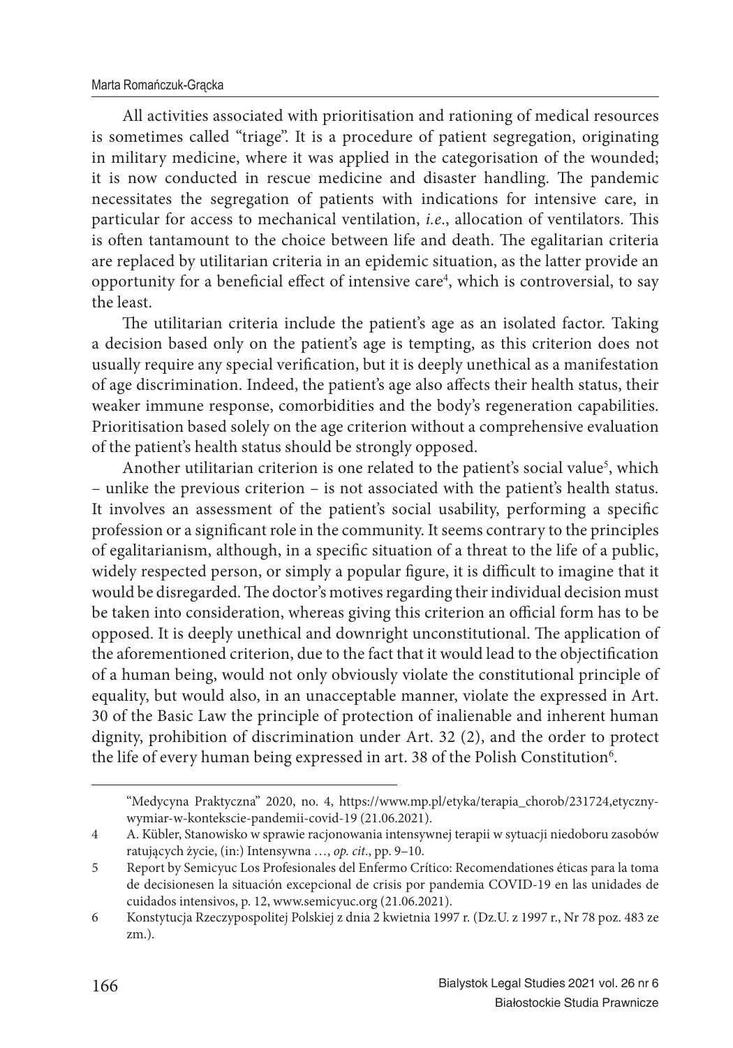All activities associated with prioritisation and rationing of medical resources is sometimes called "triage". It is a procedure of patient segregation, originating in military medicine, where it was applied in the categorisation of the wounded; it is now conducted in rescue medicine and disaster handling. The pandemic necessitates the segregation of patients with indications for intensive care, in particular for access to mechanical ventilation, *i.e*., allocation of ventilators. This is often tantamount to the choice between life and death. The egalitarian criteria are replaced by utilitarian criteria in an epidemic situation, as the latter provide an opportunity for a beneficial effect of intensive care[4], which is controversial, to say the least.

The utilitarian criteria include the patient's age as an isolated factor. Taking a decision based only on the patient's age is tempting, as this criterion does not usually require any special verification, but it is deeply unethical as a manifestation of age discrimination. Indeed, the patient's age also affects their health status, their weaker immune response, comorbidities and the body's regeneration capabilities. Prioritisation based solely on the age criterion without a comprehensive evaluation of the patient's health status should be strongly opposed.

Another utilitarian criterion is one related to the patient's social value[5], which – unlike the previous criterion – is not associated with the patient's health status. It involves an assessment of the patient's social usability, performing a specific profession or a significant role in the community. It seems contrary to the principles of egalitarianism, although, in a specific situation of a threat to the life of a public, widely respected person, or simply a popular figure, it is difficult to imagine that it would be disregarded. The doctor's motives regarding their individual decision must be taken into consideration, whereas giving this criterion an official form has to be opposed. It is deeply unethical and downright unconstitutional. The application of the aforementioned criterion, due to the fact that it would lead to the objectification of a human being, would not only obviously violate the constitutional principle of equality, but would also, in an unacceptable manner, violate the expressed in Art. 30 of the Basic Law the principle of protection of inalienable and inherent human dignity, prohibition of discrimination under Art. 32 (2), and the order to protect the life of every human being expressed in art. 38 of the Polish Constitution[6].

---

"Medycyna Praktyczna" 2020, no. 4, https://www.mp.pl/etyka/terapia_chorob/231724,etyczny-wymiar-w-kontekscie-pandemii-covid-19 (21.06.2021).

4 A. Kübler, Stanowisko w sprawie racjonowania intensywnej terapii w sytuacji niedoboru zasobów ratujących życie, (in:) Intensywna …, *op. cit*., pp. 9–10.

5 Report by Semicyuc Los Profesionales del Enfermo Crítico: Recomendationes éticas para la toma de decisionesen la situación excepcional de crisis por pandemia COVID-19 en las unidades de cuidados intensivos, p. 12, www.semicyuc.org (21.06.2021).

6 Konstytucja Rzeczypospolitej Polskiej z dnia 2 kwietnia 1997 r. (Dz.U. z 1997 r., Nr 78 poz. 483 ze zm.).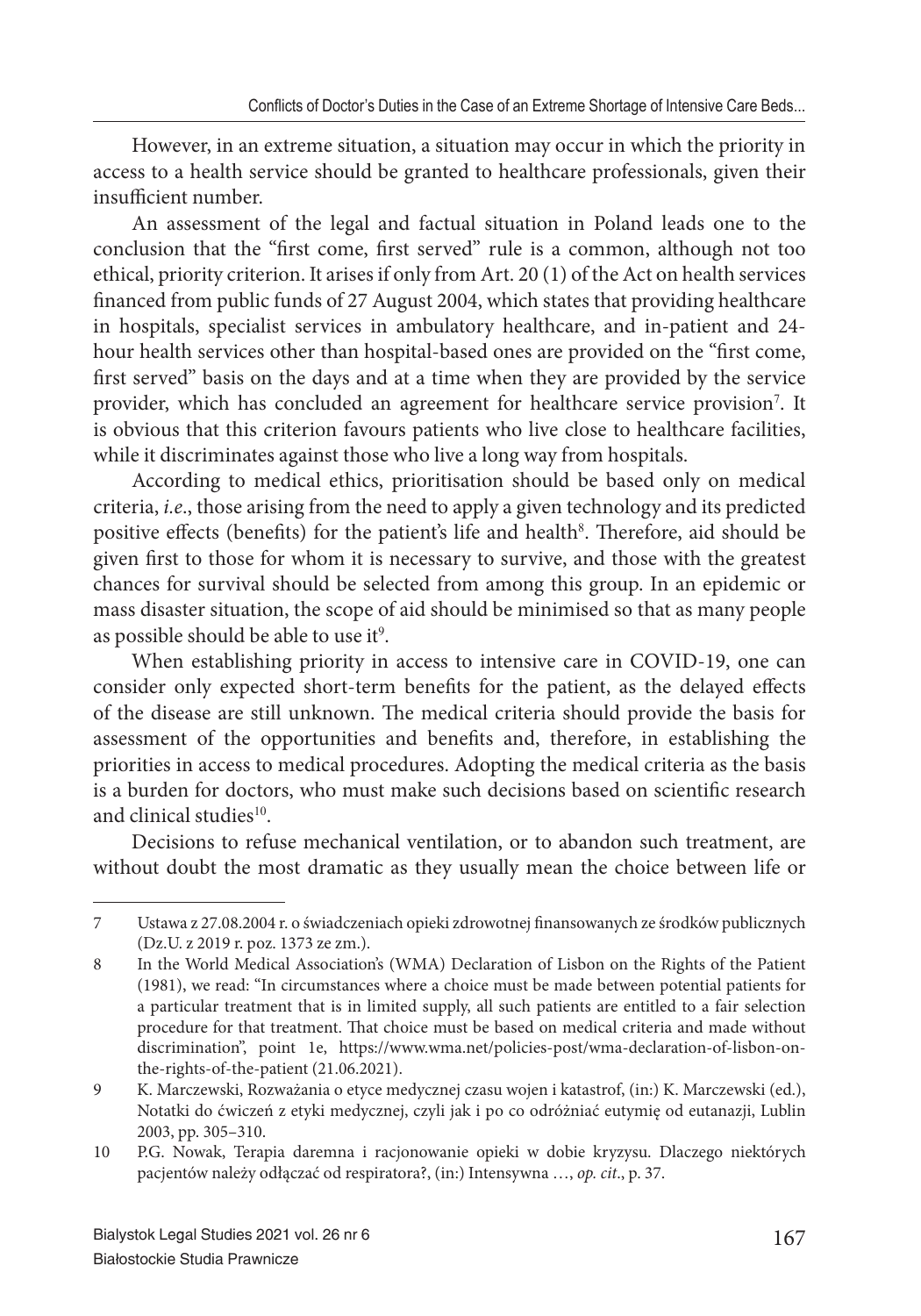However, in an extreme situation, a situation may occur in which the priority in access to a health service should be granted to healthcare professionals, given their insufficient number.

An assessment of the legal and factual situation in Poland leads one to the conclusion that the "first come, first served" rule is a common, although not too ethical, priority criterion. It arises if only from Art. 20 (1) of the Act on health services financed from public funds of 27 August 2004, which states that providing healthcare in hospitals, specialist services in ambulatory healthcare, and in-patient and 24-hour health services other than hospital-based ones are provided on the "first come, first served" basis on the days and at a time when they are provided by the service provider, which has concluded an agreement for healthcare service provision[7]. It is obvious that this criterion favours patients who live close to healthcare facilities, while it discriminates against those who live a long way from hospitals.

According to medical ethics, prioritisation should be based only on medical criteria, *i.e*., those arising from the need to apply a given technology and its predicted positive effects (benefits) for the patient's life and health[8]. Therefore, aid should be given first to those for whom it is necessary to survive, and those with the greatest chances for survival should be selected from among this group. In an epidemic or mass disaster situation, the scope of aid should be minimised so that as many people as possible should be able to use it[9].

When establishing priority in access to intensive care in COVID-19, one can consider only expected short-term benefits for the patient, as the delayed effects of the disease are still unknown. The medical criteria should provide the basis for assessment of the opportunities and benefits and, therefore, in establishing the priorities in access to medical procedures. Adopting the medical criteria as the basis is a burden for doctors, who must make such decisions based on scientific research and clinical studies[10].

Decisions to refuse mechanical ventilation, or to abandon such treatment, are without doubt the most dramatic as they usually mean the choice between life or

---

7 Ustawa z 27.08.2004 r. o świadczeniach opieki zdrowotnej finansowanych ze środków publicznych (Dz.U. z 2019 r. poz. 1373 ze zm.).

8 In the World Medical Association's (WMA) Declaration of Lisbon on the Rights of the Patient (1981), we read: "In circumstances where a choice must be made between potential patients for a particular treatment that is in limited supply, all such patients are entitled to a fair selection procedure for that treatment. That choice must be based on medical criteria and made without discrimination", point 1e, https://www.wma.net/policies-post/wma-declaration-of-lisbon-on-the-rights-of-the-patient (21.06.2021).

9 K. Marczewski, Rozważania o etyce medycznej czasu wojen i katastrof, (in:) K. Marczewski (ed.), Notatki do ćwiczeń z etyki medycznej, czyli jak i po co odróżniać eutymię od eutanazji, Lublin 2003, pp. 305–310.

10 P.G. Nowak, Terapia daremna i racjonowanie opieki w dobie kryzysu. Dlaczego niektórych pacjentów należy odłączać od respiratora?, (in:) Intensywna …, *op. cit*., p. 37.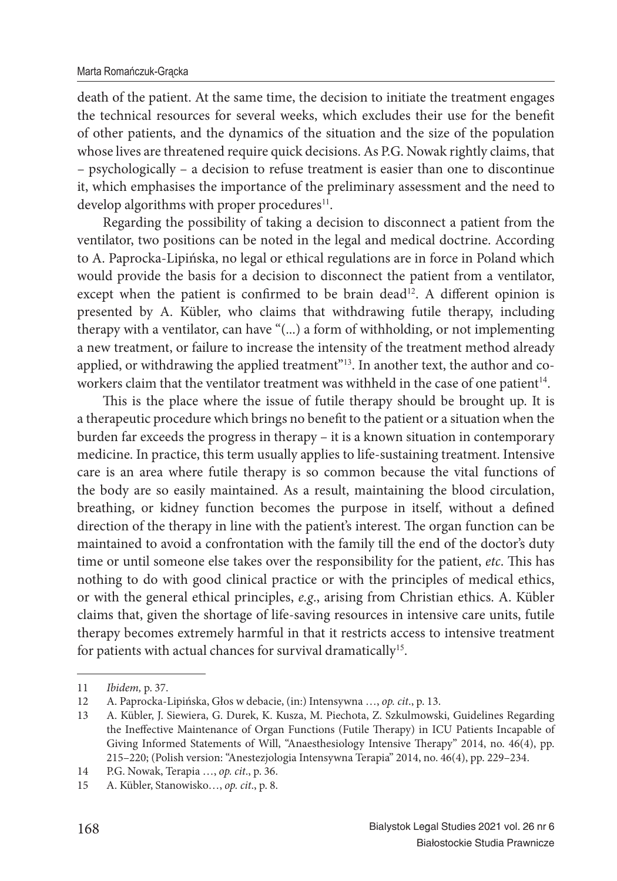death of the patient. At the same time, the decision to initiate the treatment engages the technical resources for several weeks, which excludes their use for the benefit of other patients, and the dynamics of the situation and the size of the population whose lives are threatened require quick decisions. As P.G. Nowak rightly claims, that – psychologically – a decision to refuse treatment is easier than one to discontinue it, which emphasises the importance of the preliminary assessment and the need to develop algorithms with proper procedures[11].

Regarding the possibility of taking a decision to disconnect a patient from the ventilator, two positions can be noted in the legal and medical doctrine. According to A. Paprocka-Lipińska, no legal or ethical regulations are in force in Poland which would provide the basis for a decision to disconnect the patient from a ventilator, except when the patient is confirmed to be brain dead[12]. A different opinion is presented by A. Kübler, who claims that withdrawing futile therapy, including therapy with a ventilator, can have "(...) a form of withholding, or not implementing a new treatment, or failure to increase the intensity of the treatment method already applied, or withdrawing the applied treatment"[13]. In another text, the author and co-workers claim that the ventilator treatment was withheld in the case of one patient[14].

This is the place where the issue of futile therapy should be brought up. It is a therapeutic procedure which brings no benefit to the patient or a situation when the burden far exceeds the progress in therapy – it is a known situation in contemporary medicine. In practice, this term usually applies to life-sustaining treatment. Intensive care is an area where futile therapy is so common because the vital functions of the body are so easily maintained. As a result, maintaining the blood circulation, breathing, or kidney function becomes the purpose in itself, without a defined direction of the therapy in line with the patient's interest. The organ function can be maintained to avoid a confrontation with the family till the end of the doctor's duty time or until someone else takes over the responsibility for the patient, *etc*. This has nothing to do with good clinical practice or with the principles of medical ethics, or with the general ethical principles, *e.g*., arising from Christian ethics. A. Kübler claims that, given the shortage of life-saving resources in intensive care units, futile therapy becomes extremely harmful in that it restricts access to intensive treatment for patients with actual chances for survival dramatically[15].

---

11 *Ibidem,* p. 37.

12 A. Paprocka-Lipińska, Głos w debacie, (in:) Intensywna …, *op. cit*., p. 13.

13 A. Kübler, J. Siewiera, G. Durek, K. Kusza, M. Piechota, Z. Szkulmowski, Guidelines Regarding the Ineffective Maintenance of Organ Functions (Futile Therapy) in ICU Patients Incapable of Giving Informed Statements of Will, "Anaesthesiology Intensive Therapy" 2014, no. 46(4), pp. 215–220; (Polish version: "Anestezjologia Intensywna Terapia" 2014, no. 46(4), pp. 229–234.

14 P.G. Nowak, Terapia …, *op. cit*., p. 36.

15 A. Kübler, Stanowisko…, *op. cit*., p. 8.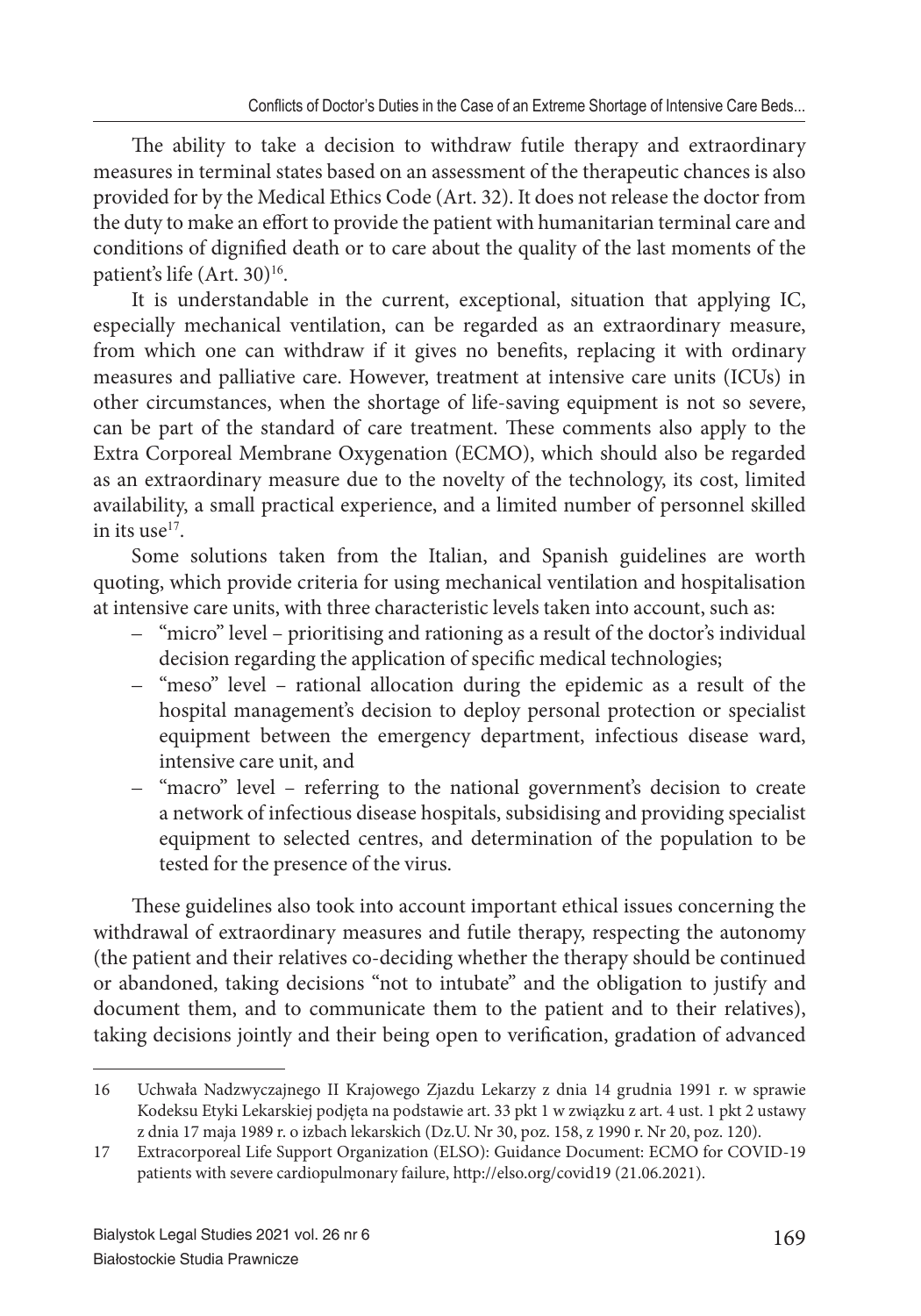The ability to take a decision to withdraw futile therapy and extraordinary measures in terminal states based on an assessment of the therapeutic chances is also provided for by the Medical Ethics Code (Art. 32). It does not release the doctor from the duty to make an effort to provide the patient with humanitarian terminal care and conditions of dignified death or to care about the quality of the last moments of the patient's life (Art. 30)[16].

It is understandable in the current, exceptional, situation that applying IC, especially mechanical ventilation, can be regarded as an extraordinary measure, from which one can withdraw if it gives no benefits, replacing it with ordinary measures and palliative care. However, treatment at intensive care units (ICUs) in other circumstances, when the shortage of life-saving equipment is not so severe, can be part of the standard of care treatment. These comments also apply to the Extra Corporeal Membrane Oxygenation (ECMO), which should also be regarded as an extraordinary measure due to the novelty of the technology, its cost, limited availability, a small practical experience, and a limited number of personnel skilled in its use[17].

Some solutions taken from the Italian, and Spanish guidelines are worth quoting, which provide criteria for using mechanical ventilation and hospitalisation at intensive care units, with three characteristic levels taken into account, such as:

- "micro" level – prioritising and rationing as a result of the doctor's individual decision regarding the application of specific medical technologies;
- "meso" level – rational allocation during the epidemic as a result of the hospital management's decision to deploy personal protection or specialist equipment between the emergency department, infectious disease ward, intensive care unit, and
- "macro" level – referring to the national government's decision to create a network of infectious disease hospitals, subsidising and providing specialist equipment to selected centres, and determination of the population to be tested for the presence of the virus.

These guidelines also took into account important ethical issues concerning the withdrawal of extraordinary measures and futile therapy, respecting the autonomy (the patient and their relatives co-deciding whether the therapy should be continued or abandoned, taking decisions "not to intubate" and the obligation to justify and document them, and to communicate them to the patient and to their relatives), taking decisions jointly and their being open to verification, gradation of advanced

---

16 Uchwała Nadzwyczajnego II Krajowego Zjazdu Lekarzy z dnia 14 grudnia 1991 r. w sprawie Kodeksu Etyki Lekarskiej podjęta na podstawie art. 33 pkt 1 w związku z art. 4 ust. 1 pkt 2 ustawy z dnia 17 maja 1989 r. o izbach lekarskich (Dz.U. Nr 30, poz. 158, z 1990 r. Nr 20, poz. 120).

17 Extracorporeal Life Support Organization (ELSO): Guidance Document: ECMO for COVID-19 patients with severe cardiopulmonary failure, http://elso.org/covid19 (21.06.2021).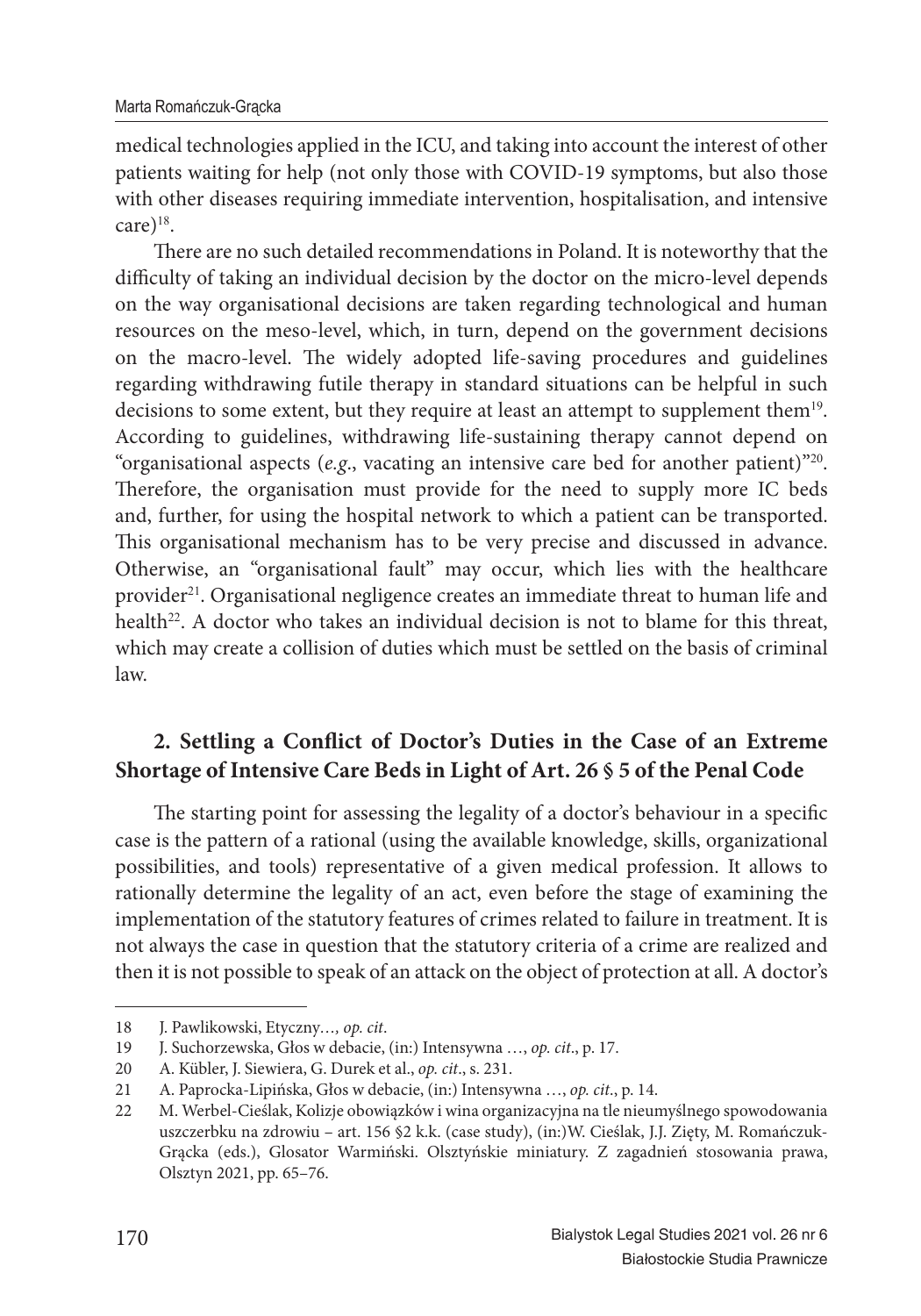medical technologies applied in the ICU, and taking into account the interest of other patients waiting for help (not only those with COVID-19 symptoms, but also those with other diseases requiring immediate intervention, hospitalisation, and intensive care)[18].

There are no such detailed recommendations in Poland. It is noteworthy that the difficulty of taking an individual decision by the doctor on the micro-level depends on the way organisational decisions are taken regarding technological and human resources on the meso-level, which, in turn, depend on the government decisions on the macro-level. The widely adopted life-saving procedures and guidelines regarding withdrawing futile therapy in standard situations can be helpful in such decisions to some extent, but they require at least an attempt to supplement them[19]. According to guidelines, withdrawing life-sustaining therapy cannot depend on "organisational aspects (*e.g*., vacating an intensive care bed for another patient)"[20]. Therefore, the organisation must provide for the need to supply more IC beds and, further, for using the hospital network to which a patient can be transported. This organisational mechanism has to be very precise and discussed in advance. Otherwise, an "organisational fault" may occur, which lies with the healthcare provider[21]. Organisational negligence creates an immediate threat to human life and health[22]. A doctor who takes an individual decision is not to blame for this threat, which may create a collision of duties which must be settled on the basis of criminal law.

## 2. Settling a Conflict of Doctor's Duties in the Case of an Extreme Shortage of Intensive Care Beds in Light of Art. 26 § 5 of the Penal Code

The starting point for assessing the legality of a doctor's behaviour in a specific case is the pattern of a rational (using the available knowledge, skills, organizational possibilities, and tools) representative of a given medical profession. It allows to rationally determine the legality of an act, even before the stage of examining the implementation of the statutory features of crimes related to failure in treatment. It is not always the case in question that the statutory criteria of a crime are realized and then it is not possible to speak of an attack on the object of protection at all. A doctor's

---

18 J. Pawlikowski, Etyczny…, *op. cit*.

19 J. Suchorzewska, Głos w debacie, (in:) Intensywna …, *op. cit*., p. 17.

20 A. Kübler, J. Siewiera, G. Durek et al., *op. cit*., s. 231.

21 A. Paprocka-Lipińska, Głos w debacie, (in:) Intensywna …, *op. cit*., p. 14.

22 M. Werbel-Cieślak, Kolizje obowiązków i wina organizacyjna na tle nieumyślnego spowodowania uszczerbku na zdrowiu – art. 156 §2 k.k. (case study), (in:)W. Cieślak, J.J. Zięty, M. Romańczuk-Grącka (eds.), Glosator Warmiński. Olsztyńskie miniatury. Z zagadnień stosowania prawa, Olsztyn 2021, pp. 65–76.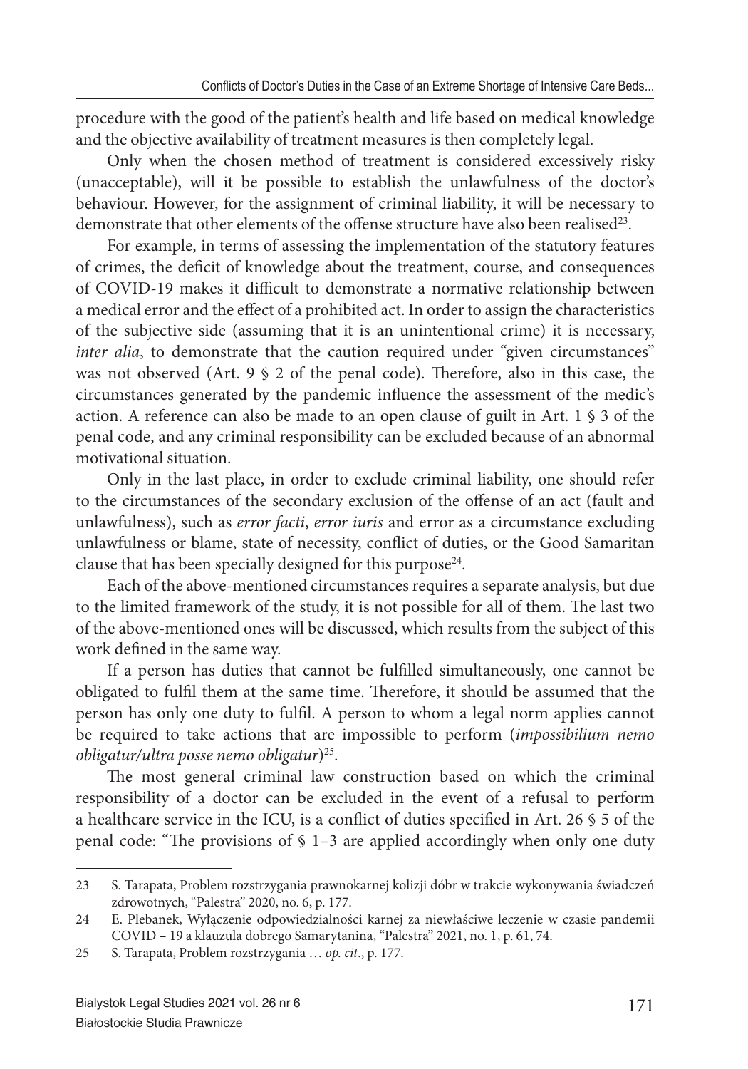procedure with the good of the patient's health and life based on medical knowledge and the objective availability of treatment measures is then completely legal.

Only when the chosen method of treatment is considered excessively risky (unacceptable), will it be possible to establish the unlawfulness of the doctor's behaviour. However, for the assignment of criminal liability, it will be necessary to demonstrate that other elements of the offense structure have also been realised[23].

For example, in terms of assessing the implementation of the statutory features of crimes, the deficit of knowledge about the treatment, course, and consequences of COVID-19 makes it difficult to demonstrate a normative relationship between a medical error and the effect of a prohibited act. In order to assign the characteristics of the subjective side (assuming that it is an unintentional crime) it is necessary, *inter alia*, to demonstrate that the caution required under "given circumstances" was not observed (Art. 9 § 2 of the penal code). Therefore, also in this case, the circumstances generated by the pandemic influence the assessment of the medic's action. A reference can also be made to an open clause of guilt in Art. 1 § 3 of the penal code, and any criminal responsibility can be excluded because of an abnormal motivational situation.

Only in the last place, in order to exclude criminal liability, one should refer to the circumstances of the secondary exclusion of the offense of an act (fault and unlawfulness), such as *error facti*, *error iuris* and error as a circumstance excluding unlawfulness or blame, state of necessity, conflict of duties, or the Good Samaritan clause that has been specially designed for this purpose[24].

Each of the above-mentioned circumstances requires a separate analysis, but due to the limited framework of the study, it is not possible for all of them. The last two of the above-mentioned ones will be discussed, which results from the subject of this work defined in the same way.

If a person has duties that cannot be fulfilled simultaneously, one cannot be obligated to fulfil them at the same time. Therefore, it should be assumed that the person has only one duty to fulfil. A person to whom a legal norm applies cannot be required to take actions that are impossible to perform (*impossibilium nemo obligatur/ultra posse nemo obligatur*)[25].

The most general criminal law construction based on which the criminal responsibility of a doctor can be excluded in the event of a refusal to perform a healthcare service in the ICU, is a conflict of duties specified in Art. 26 § 5 of the penal code: "The provisions of § 1–3 are applied accordingly when only one duty

---

23 S. Tarapata, Problem rozstrzygania prawnokarnej kolizji dóbr w trakcie wykonywania świadczeń zdrowotnych, "Palestra" 2020, no. 6, p. 177.

24 E. Plebanek, Wyłączenie odpowiedzialności karnej za niewłaściwe leczenie w czasie pandemii COVID – 19 a klauzula dobrego Samarytanina, "Palestra" 2021, no. 1, p. 61, 74.

25 S. Tarapata, Problem rozstrzygania … *op. cit*., p. 177.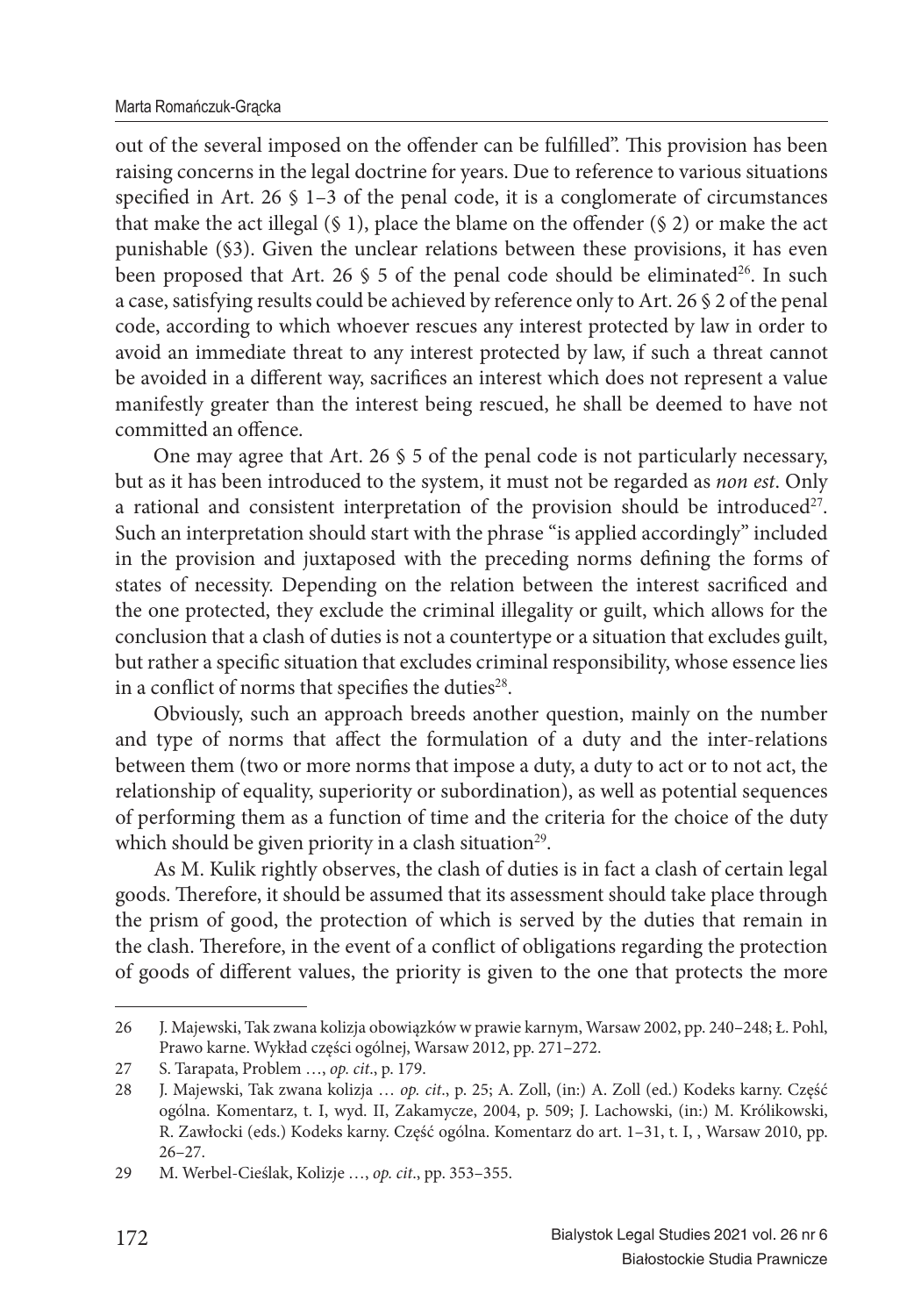out of the several imposed on the offender can be fulfilled". This provision has been raising concerns in the legal doctrine for years. Due to reference to various situations specified in Art. 26 § 1–3 of the penal code, it is a conglomerate of circumstances that make the act illegal (§ 1), place the blame on the offender (§ 2) or make the act punishable (§3). Given the unclear relations between these provisions, it has even been proposed that Art. 26 § 5 of the penal code should be eliminated[26]. In such a case, satisfying results could be achieved by reference only to Art. 26 § 2 of the penal code, according to which whoever rescues any interest protected by law in order to avoid an immediate threat to any interest protected by law, if such a threat cannot be avoided in a different way, sacrifices an interest which does not represent a value manifestly greater than the interest being rescued, he shall be deemed to have not committed an offence.

One may agree that Art. 26 § 5 of the penal code is not particularly necessary, but as it has been introduced to the system, it must not be regarded as *non est*. Only a rational and consistent interpretation of the provision should be introduced[27]. Such an interpretation should start with the phrase "is applied accordingly" included in the provision and juxtaposed with the preceding norms defining the forms of states of necessity. Depending on the relation between the interest sacrificed and the one protected, they exclude the criminal illegality or guilt, which allows for the conclusion that a clash of duties is not a countertype or a situation that excludes guilt, but rather a specific situation that excludes criminal responsibility, whose essence lies in a conflict of norms that specifies the duties[28].

Obviously, such an approach breeds another question, mainly on the number and type of norms that affect the formulation of a duty and the inter-relations between them (two or more norms that impose a duty, a duty to act or to not act, the relationship of equality, superiority or subordination), as well as potential sequences of performing them as a function of time and the criteria for the choice of the duty which should be given priority in a clash situation[29].

As M. Kulik rightly observes, the clash of duties is in fact a clash of certain legal goods. Therefore, it should be assumed that its assessment should take place through the prism of good, the protection of which is served by the duties that remain in the clash. Therefore, in the event of a conflict of obligations regarding the protection of goods of different values, the priority is given to the one that protects the more

---

26 J. Majewski, Tak zwana kolizja obowiązków w prawie karnym, Warsaw 2002, pp. 240–248; Ł. Pohl, Prawo karne. Wykład części ogólnej, Warsaw 2012, pp. 271–272.

27 S. Tarapata, Problem …, *op. cit*., p. 179.

28 J. Majewski, Tak zwana kolizja … *op. cit*., p. 25; A. Zoll, (in:) A. Zoll (ed.) Kodeks karny. Część ogólna. Komentarz, t. I, wyd. II, Zakamycze, 2004, p. 509; J. Lachowski, (in:) M. Królikowski, R. Zawłocki (eds.) Kodeks karny. Część ogólna. Komentarz do art. 1–31, t. I, , Warsaw 2010, pp. 26–27.

29 M. Werbel-Cieślak, Kolizje …, *op. cit*., pp. 353–355.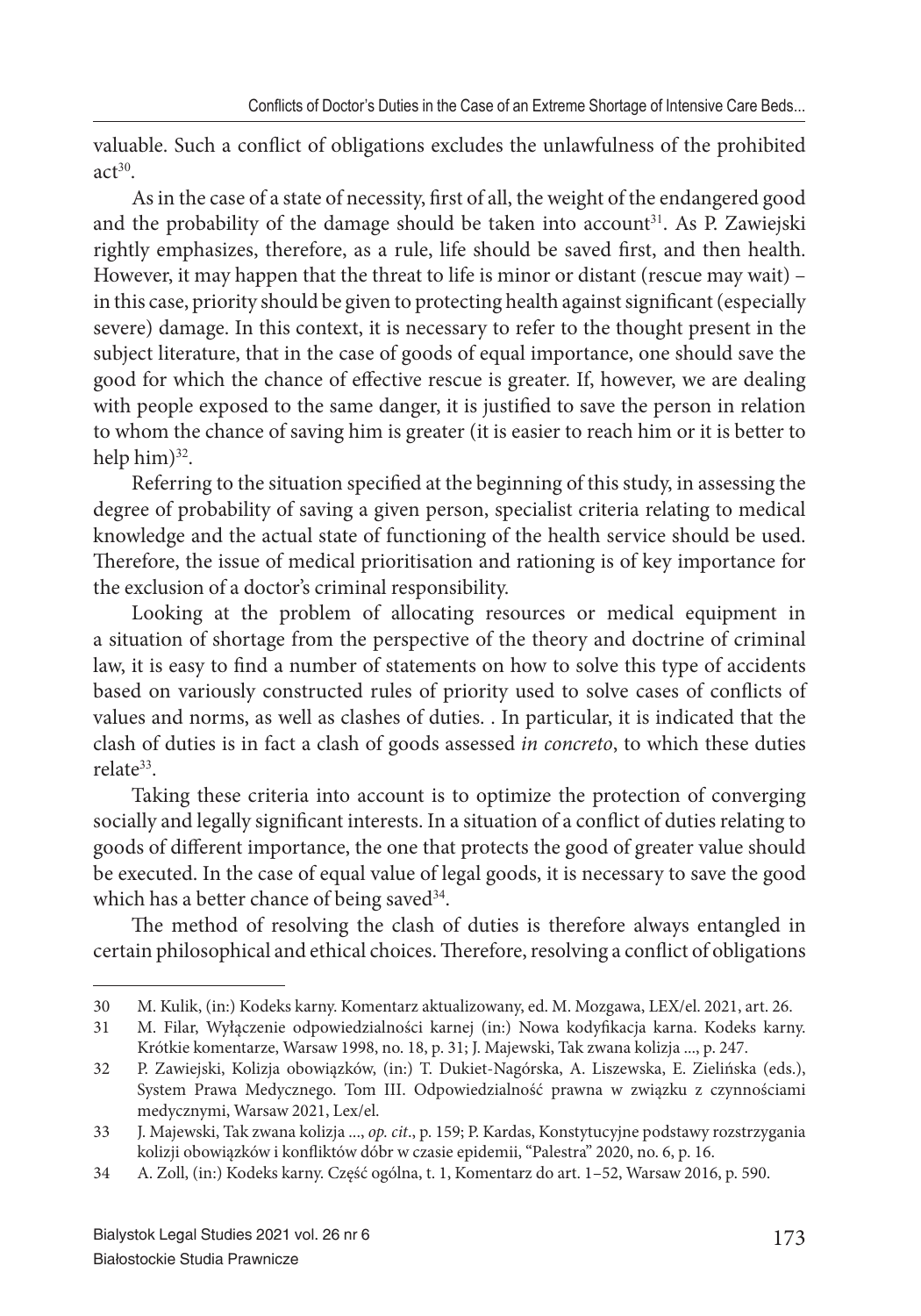valuable. Such a conflict of obligations excludes the unlawfulness of the prohibited act[30].

As in the case of a state of necessity, first of all, the weight of the endangered good and the probability of the damage should be taken into account[31]. As P. Zawiejski rightly emphasizes, therefore, as a rule, life should be saved first, and then health. However, it may happen that the threat to life is minor or distant (rescue may wait) – in this case, priority should be given to protecting health against significant (especially severe) damage. In this context, it is necessary to refer to the thought present in the subject literature, that in the case of goods of equal importance, one should save the good for which the chance of effective rescue is greater. If, however, we are dealing with people exposed to the same danger, it is justified to save the person in relation to whom the chance of saving him is greater (it is easier to reach him or it is better to help him)[32].

Referring to the situation specified at the beginning of this study, in assessing the degree of probability of saving a given person, specialist criteria relating to medical knowledge and the actual state of functioning of the health service should be used. Therefore, the issue of medical prioritisation and rationing is of key importance for the exclusion of a doctor's criminal responsibility.

Looking at the problem of allocating resources or medical equipment in a situation of shortage from the perspective of the theory and doctrine of criminal law, it is easy to find a number of statements on how to solve this type of accidents based on variously constructed rules of priority used to solve cases of conflicts of values and norms, as well as clashes of duties. . In particular, it is indicated that the clash of duties is in fact a clash of goods assessed *in concreto*, to which these duties relate[33].

Taking these criteria into account is to optimize the protection of converging socially and legally significant interests. In a situation of a conflict of duties relating to goods of different importance, the one that protects the good of greater value should be executed. In the case of equal value of legal goods, it is necessary to save the good which has a better chance of being saved[34].

The method of resolving the clash of duties is therefore always entangled in certain philosophical and ethical choices. Therefore, resolving a conflict of obligations

---

30 M. Kulik, (in:) Kodeks karny. Komentarz aktualizowany, ed. M. Mozgawa, LEX/el. 2021, art. 26.

31 M. Filar, Wyłączenie odpowiedzialności karnej (in:) Nowa kodyfikacja karna. Kodeks karny. Krótkie komentarze, Warsaw 1998, no. 18, p. 31; J. Majewski, Tak zwana kolizja ..., p. 247.

32 P. Zawiejski, Kolizja obowiązków, (in:) T. Dukiet-Nagórska, A. Liszewska, E. Zielińska (eds.), System Prawa Medycznego. Tom III. Odpowiedzialność prawna w związku z czynnościami medycznymi, Warsaw 2021, Lex/el.

33 J. Majewski, Tak zwana kolizja ..., *op. cit.*, p. 159; P. Kardas, Konstytucyjne podstawy rozstrzygania kolizji obowiązków i konfliktów dóbr w czasie epidemii, "Palestra" 2020, no. 6, p. 16.

34 A. Zoll, (in:) Kodeks karny. Część ogólna, t. 1, Komentarz do art. 1–52, Warsaw 2016, p. 590.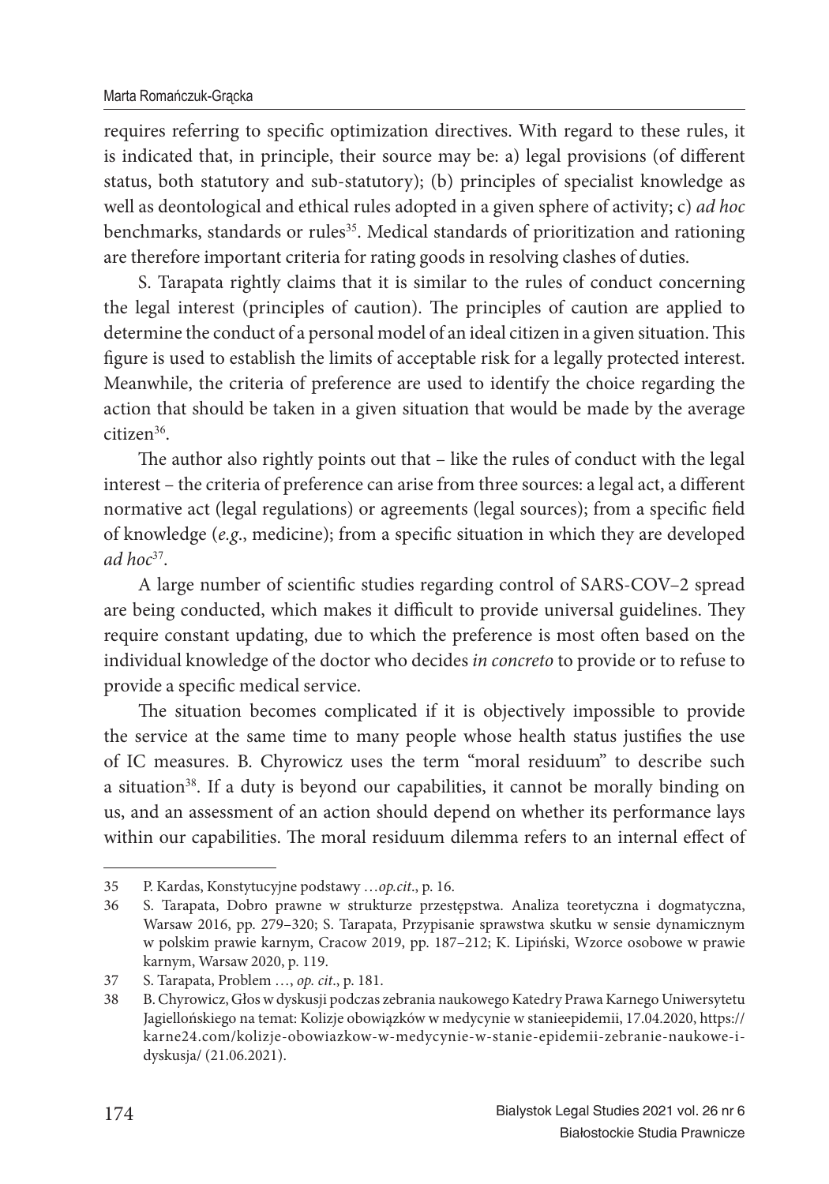requires referring to specific optimization directives. With regard to these rules, it is indicated that, in principle, their source may be: a) legal provisions (of different status, both statutory and sub-statutory); (b) principles of specialist knowledge as well as deontological and ethical rules adopted in a given sphere of activity; c) *ad hoc* benchmarks, standards or rules[35]. Medical standards of prioritization and rationing are therefore important criteria for rating goods in resolving clashes of duties.

S. Tarapata rightly claims that it is similar to the rules of conduct concerning the legal interest (principles of caution). The principles of caution are applied to determine the conduct of a personal model of an ideal citizen in a given situation. This figure is used to establish the limits of acceptable risk for a legally protected interest. Meanwhile, the criteria of preference are used to identify the choice regarding the action that should be taken in a given situation that would be made by the average citizen[36].

The author also rightly points out that – like the rules of conduct with the legal interest – the criteria of preference can arise from three sources: a legal act, a different normative act (legal regulations) or agreements (legal sources); from a specific field of knowledge (*e.g*., medicine); from a specific situation in which they are developed *ad hoc*[37].

A large number of scientific studies regarding control of SARS-COV–2 spread are being conducted, which makes it difficult to provide universal guidelines. They require constant updating, due to which the preference is most often based on the individual knowledge of the doctor who decides *in concreto* to provide or to refuse to provide a specific medical service.

The situation becomes complicated if it is objectively impossible to provide the service at the same time to many people whose health status justifies the use of IC measures. B. Chyrowicz uses the term "moral residuum" to describe such a situation[38]. If a duty is beyond our capabilities, it cannot be morally binding on us, and an assessment of an action should depend on whether its performance lays within our capabilities. The moral residuum dilemma refers to an internal effect of

---

35 P. Kardas, Konstytucyjne podstawy …*op.cit*., p. 16.

36 S. Tarapata, Dobro prawne w strukturze przestępstwa. Analiza teoretyczna i dogmatyczna, Warsaw 2016, pp. 279–320; S. Tarapata, Przypisanie sprawstwa skutku w sensie dynamicznym w polskim prawie karnym, Cracow 2019, pp. 187–212; K. Lipiński, Wzorce osobowe w prawie karnym, Warsaw 2020, p. 119.

37 S. Tarapata, Problem …, *op. cit*., p. 181.

38 B. Chyrowicz, Głos w dyskusji podczas zebrania naukowego Katedry Prawa Karnego Uniwersytetu Jagiellońskiego na temat: Kolizje obowiązków w medycynie w stanieepidemii, 17.04.2020, https://karne24.com/kolizje-obowiazkow-w-medycynie-w-stanie-epidemii-zebranie-naukowe-i-dyskusja/ (21.06.2021).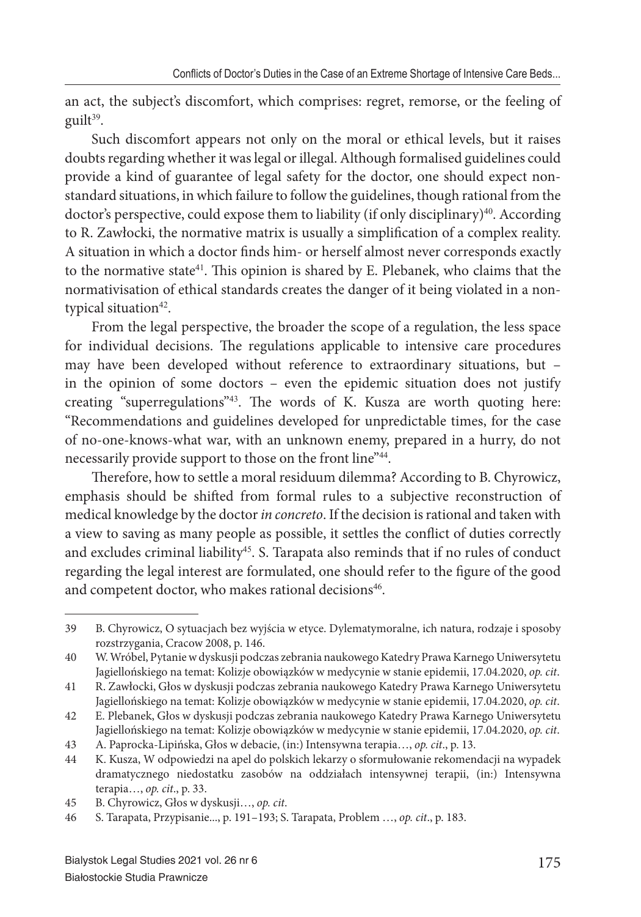an act, the subject's discomfort, which comprises: regret, remorse, or the feeling of guilt[39].

Such discomfort appears not only on the moral or ethical levels, but it raises doubts regarding whether it was legal or illegal. Although formalised guidelines could provide a kind of guarantee of legal safety for the doctor, one should expect non-standard situations, in which failure to follow the guidelines, though rational from the doctor's perspective, could expose them to liability (if only disciplinary)[40]. According to R. Zawłocki, the normative matrix is usually a simplification of a complex reality. A situation in which a doctor finds him- or herself almost never corresponds exactly to the normative state[41]. This opinion is shared by E. Plebanek, who claims that the normativisation of ethical standards creates the danger of it being violated in a non-typical situation[42].

From the legal perspective, the broader the scope of a regulation, the less space for individual decisions. The regulations applicable to intensive care procedures may have been developed without reference to extraordinary situations, but – in the opinion of some doctors – even the epidemic situation does not justify creating "superregulations"[43]. The words of K. Kusza are worth quoting here: "Recommendations and guidelines developed for unpredictable times, for the case of no-one-knows-what war, with an unknown enemy, prepared in a hurry, do not necessarily provide support to those on the front line"[44].

Therefore, how to settle a moral residuum dilemma? According to B. Chyrowicz, emphasis should be shifted from formal rules to a subjective reconstruction of medical knowledge by the doctor *in concreto*. If the decision is rational and taken with a view to saving as many people as possible, it settles the conflict of duties correctly and excludes criminal liability[45]. S. Tarapata also reminds that if no rules of conduct regarding the legal interest are formulated, one should refer to the figure of the good and competent doctor, who makes rational decisions[46].

---

39 B. Chyrowicz, O sytuacjach bez wyjścia w etyce. Dylematymoralne, ich natura, rodzaje i sposoby rozstrzygania, Cracow 2008, p. 146.

40 W. Wróbel, Pytanie w dyskusji podczas zebrania naukowego Katedry Prawa Karnego Uniwersytetu Jagiellońskiego na temat: Kolizje obowiązków w medycynie w stanie epidemii, 17.04.2020, *op. cit*.

41 R. Zawłocki, Głos w dyskusji podczas zebrania naukowego Katedry Prawa Karnego Uniwersytetu Jagiellońskiego na temat: Kolizje obowiązków w medycynie w stanie epidemii, 17.04.2020, *op. cit*.

42 E. Plebanek, Głos w dyskusji podczas zebrania naukowego Katedry Prawa Karnego Uniwersytetu Jagiellońskiego na temat: Kolizje obowiązków w medycynie w stanie epidemii, 17.04.2020, *op. cit*.

43 A. Paprocka-Lipińska, Głos w debacie, (in:) Intensywna terapia…, *op. cit*., p. 13.

44 K. Kusza, W odpowiedzi na apel do polskich lekarzy o sformułowanie rekomendacji na wypadek dramatycznego niedostatku zasobów na oddziałach intensywnej terapii, (in:) Intensywna terapia…, *op. cit*., p. 33.

45 B. Chyrowicz, Głos w dyskusji…, *op. cit*.

46 S. Tarapata, Przypisanie..., p. 191–193; S. Tarapata, Problem …, *op. cit*., p. 183.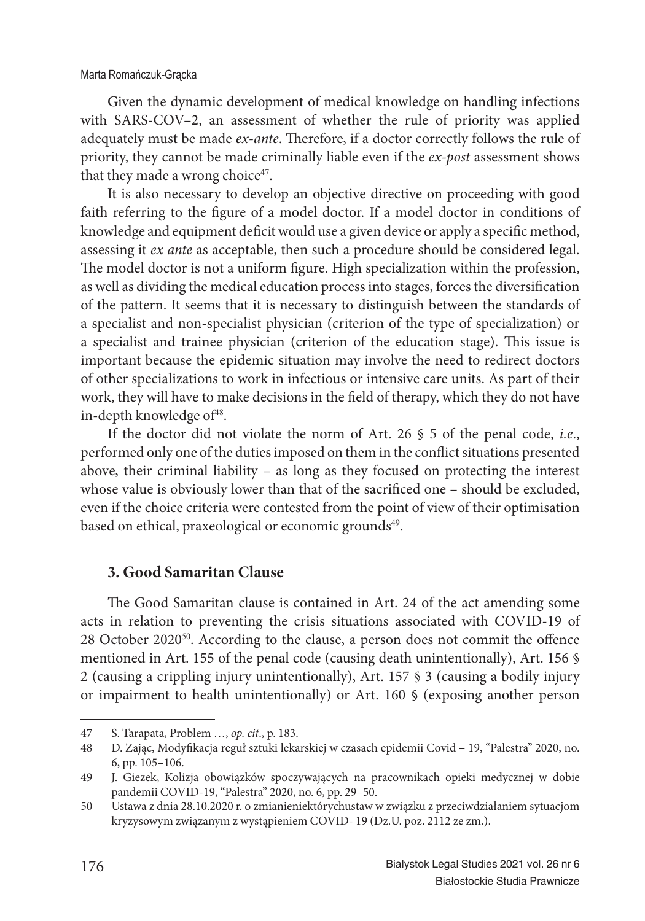Given the dynamic development of medical knowledge on handling infections with SARS-COV–2, an assessment of whether the rule of priority was applied adequately must be made *ex-ante*. Therefore, if a doctor correctly follows the rule of priority, they cannot be made criminally liable even if the *ex-post* assessment shows that they made a wrong choice[47].

It is also necessary to develop an objective directive on proceeding with good faith referring to the figure of a model doctor. If a model doctor in conditions of knowledge and equipment deficit would use a given device or apply a specific method, assessing it *ex ante* as acceptable, then such a procedure should be considered legal. The model doctor is not a uniform figure. High specialization within the profession, as well as dividing the medical education process into stages, forces the diversification of the pattern. It seems that it is necessary to distinguish between the standards of a specialist and non-specialist physician (criterion of the type of specialization) or a specialist and trainee physician (criterion of the education stage). This issue is important because the epidemic situation may involve the need to redirect doctors of other specializations to work in infectious or intensive care units. As part of their work, they will have to make decisions in the field of therapy, which they do not have in-depth knowledge of[48].

If the doctor did not violate the norm of Art. 26 § 5 of the penal code, *i.e*., performed only one of the duties imposed on them in the conflict situations presented above, their criminal liability – as long as they focused on protecting the interest whose value is obviously lower than that of the sacrificed one – should be excluded, even if the choice criteria were contested from the point of view of their optimisation based on ethical, praxeological or economic grounds[49].

## 3. Good Samaritan Clause

The Good Samaritan clause is contained in Art. 24 of the act amending some acts in relation to preventing the crisis situations associated with COVID-19 of 28 October 2020[50]. According to the clause, a person does not commit the offence mentioned in Art. 155 of the penal code (causing death unintentionally), Art. 156 § 2 (causing a crippling injury unintentionally), Art. 157 § 3 (causing a bodily injury or impairment to health unintentionally) or Art. 160 § (exposing another person

---

47 S. Tarapata, Problem …, *op. cit*., p. 183.

48 D. Zając, Modyfikacja reguł sztuki lekarskiej w czasach epidemii Covid – 19, "Palestra" 2020, no. 6, pp. 105–106.

49 J. Giezek, Kolizja obowiązków spoczywających na pracownikach opieki medycznej w dobie pandemii COVID-19, "Palestra" 2020, no. 6, pp. 29–50.

50 Ustawa z dnia 28.10.2020 r. o zmianieniektórychustaw w związku z przeciwdziałaniem sytuacjom kryzysowym związanym z wystąpieniem COVID- 19 (Dz.U. poz. 2112 ze zm.).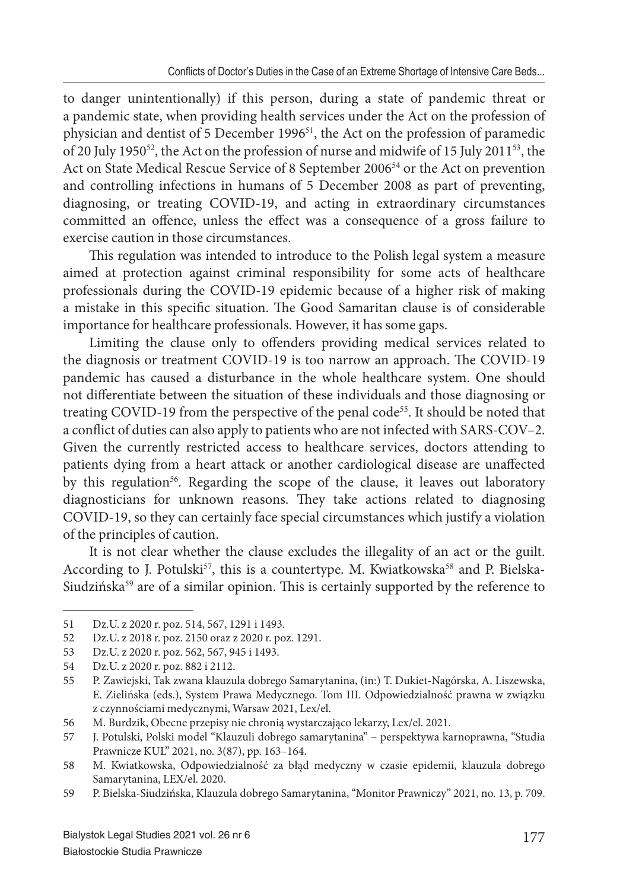to danger unintentionally) if this person, during a state of pandemic threat or a pandemic state, when providing health services under the Act on the profession of physician and dentist of 5 December 1996[51], the Act on the profession of paramedic of 20 July 1950[52], the Act on the profession of nurse and midwife of 15 July 2011[53], the Act on State Medical Rescue Service of 8 September 2006[54] or the Act on prevention and controlling infections in humans of 5 December 2008 as part of preventing, diagnosing, or treating COVID-19, and acting in extraordinary circumstances committed an offence, unless the effect was a consequence of a gross failure to exercise caution in those circumstances.

This regulation was intended to introduce to the Polish legal system a measure aimed at protection against criminal responsibility for some acts of healthcare professionals during the COVID-19 epidemic because of a higher risk of making a mistake in this specific situation. The Good Samaritan clause is of considerable importance for healthcare professionals. However, it has some gaps.

Limiting the clause only to offenders providing medical services related to the diagnosis or treatment COVID-19 is too narrow an approach. The COVID-19 pandemic has caused a disturbance in the whole healthcare system. One should not differentiate between the situation of these individuals and those diagnosing or treating COVID-19 from the perspective of the penal code[55]. It should be noted that a conflict of duties can also apply to patients who are not infected with SARS-COV–2. Given the currently restricted access to healthcare services, doctors attending to patients dying from a heart attack or another cardiological disease are unaffected by this regulation[56]. Regarding the scope of the clause, it leaves out laboratory diagnosticians for unknown reasons. They take actions related to diagnosing COVID-19, so they can certainly face special circumstances which justify a violation of the principles of caution.

It is not clear whether the clause excludes the illegality of an act or the guilt. According to J. Potulski[57], this is a countertype. M. Kwiatkowska[58] and P. Bielska-Siudzińska[59] are of a similar opinion. This is certainly supported by the reference to

---

51 Dz.U. z 2020 r. poz. 514, 567, 1291 i 1493.

52 Dz.U. z 2018 r. poz. 2150 oraz z 2020 r. poz. 1291.

53 Dz.U. z 2020 r. poz. 562, 567, 945 i 1493.

54 Dz.U. z 2020 r. poz. 882 i 2112.

55 P. Zawiejski, Tak zwana klauzula dobrego Samarytanina, (in:) T. Dukiet-Nagórska, A. Liszewska, E. Zielińska (eds.), System Prawa Medycznego. Tom III. Odpowiedzialność prawna w związku z czynnościami medycznymi, Warsaw 2021, Lex/el.

56 M. Burdzik, Obecne przepisy nie chronią wystarczająco lekarzy, Lex/el. 2021.

57 J. Potulski, Polski model "Klauzuli dobrego samarytanina" – perspektywa karnoprawna, "Studia Prawnicze KUL" 2021, no. 3(87), pp. 163–164.

58 M. Kwiatkowska, Odpowiedzialność za błąd medyczny w czasie epidemii, klauzula dobrego Samarytanina, LEX/el. 2020.

59 P. Bielska-Siudzińska, Klauzula dobrego Samarytanina, "Monitor Prawniczy" 2021, no. 13, p. 709.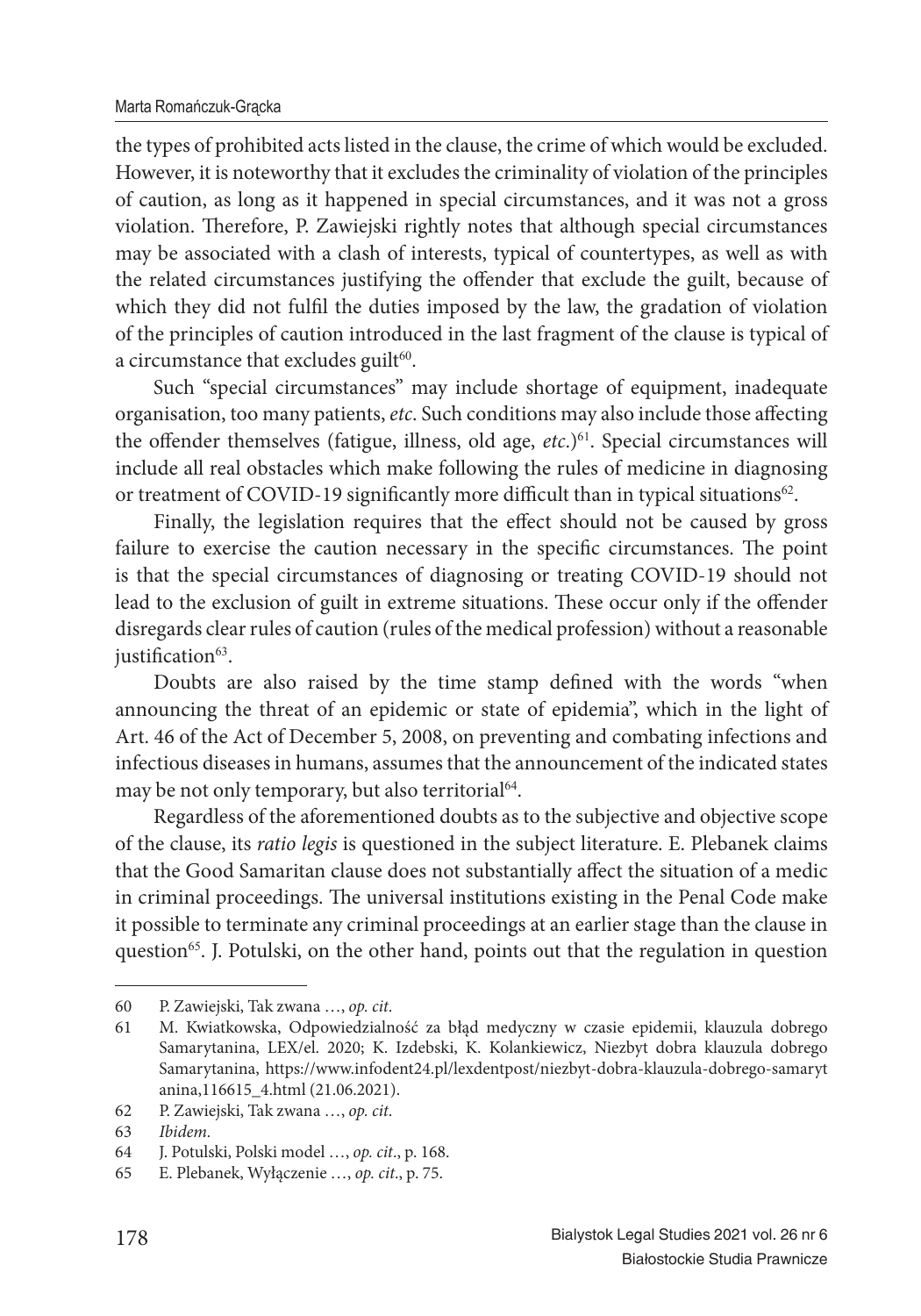the types of prohibited acts listed in the clause, the crime of which would be excluded. However, it is noteworthy that it excludes the criminality of violation of the principles of caution, as long as it happened in special circumstances, and it was not a gross violation. Therefore, P. Zawiejski rightly notes that although special circumstances may be associated with a clash of interests, typical of countertypes, as well as with the related circumstances justifying the offender that exclude the guilt, because of which they did not fulfil the duties imposed by the law, the gradation of violation of the principles of caution introduced in the last fragment of the clause is typical of a circumstance that excludes guilt[60].

Such "special circumstances" may include shortage of equipment, inadequate organisation, too many patients, *etc*. Such conditions may also include those affecting the offender themselves (fatigue, illness, old age, *etc*.)[61]. Special circumstances will include all real obstacles which make following the rules of medicine in diagnosing or treatment of COVID-19 significantly more difficult than in typical situations[62].

Finally, the legislation requires that the effect should not be caused by gross failure to exercise the caution necessary in the specific circumstances. The point is that the special circumstances of diagnosing or treating COVID-19 should not lead to the exclusion of guilt in extreme situations. These occur only if the offender disregards clear rules of caution (rules of the medical profession) without a reasonable justification[63].

Doubts are also raised by the time stamp defined with the words "when announcing the threat of an epidemic or state of epidemia", which in the light of Art. 46 of the Act of December 5, 2008, on preventing and combating infections and infectious diseases in humans, assumes that the announcement of the indicated states may be not only temporary, but also territorial[64].

Regardless of the aforementioned doubts as to the subjective and objective scope of the clause, its *ratio legis* is questioned in the subject literature. E. Plebanek claims that the Good Samaritan clause does not substantially affect the situation of a medic in criminal proceedings. The universal institutions existing in the Penal Code make it possible to terminate any criminal proceedings at an earlier stage than the clause in question[65]. J. Potulski, on the other hand, points out that the regulation in question

---

60 P. Zawiejski, Tak zwana …, *op. cit*.

61 M. Kwiatkowska, Odpowiedzialność za błąd medyczny w czasie epidemii, klauzula dobrego Samarytanina, LEX/el. 2020; K. Izdebski, K. Kolankiewicz, Niezbyt dobra klauzula dobrego Samarytanina, https://www.infodent24.pl/lexdentpost/niezbyt-dobra-klauzula-dobrego-samarytanina,116615_4.html (21.06.2021).

62 P. Zawiejski, Tak zwana …, *op. cit*.

63 *Ibidem*.

64 J. Potulski, Polski model …, *op. cit*., p. 168.

65 E. Plebanek, Wyłączenie …, *op. cit*., p. 75.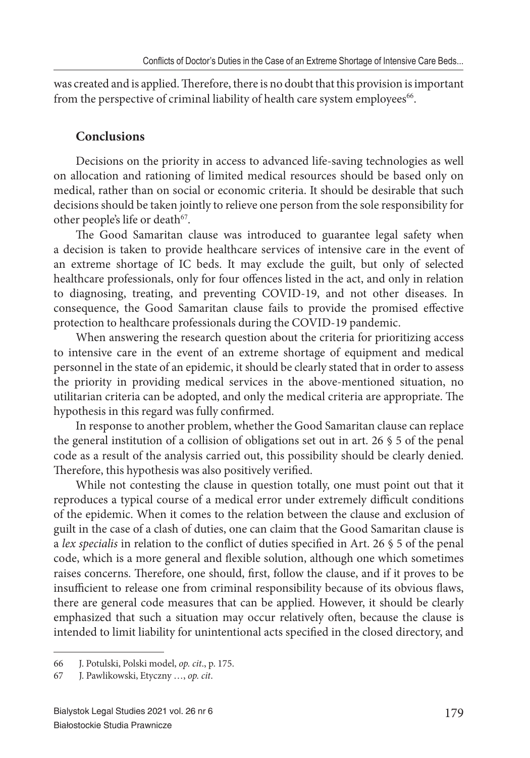was created and is applied. Therefore, there is no doubt that this provision is important from the perspective of criminal liability of health care system employees[66].

## Conclusions

Decisions on the priority in access to advanced life-saving technologies as well on allocation and rationing of limited medical resources should be based only on medical, rather than on social or economic criteria. It should be desirable that such decisions should be taken jointly to relieve one person from the sole responsibility for other people's life or death[67].

The Good Samaritan clause was introduced to guarantee legal safety when a decision is taken to provide healthcare services of intensive care in the event of an extreme shortage of IC beds. It may exclude the guilt, but only of selected healthcare professionals, only for four offences listed in the act, and only in relation to diagnosing, treating, and preventing COVID-19, and not other diseases. In consequence, the Good Samaritan clause fails to provide the promised effective protection to healthcare professionals during the COVID-19 pandemic.

When answering the research question about the criteria for prioritizing access to intensive care in the event of an extreme shortage of equipment and medical personnel in the state of an epidemic, it should be clearly stated that in order to assess the priority in providing medical services in the above-mentioned situation, no utilitarian criteria can be adopted, and only the medical criteria are appropriate. The hypothesis in this regard was fully confirmed.

In response to another problem, whether the Good Samaritan clause can replace the general institution of a collision of obligations set out in art. 26 § 5 of the penal code as a result of the analysis carried out, this possibility should be clearly denied. Therefore, this hypothesis was also positively verified.

While not contesting the clause in question totally, one must point out that it reproduces a typical course of a medical error under extremely difficult conditions of the epidemic. When it comes to the relation between the clause and exclusion of guilt in the case of a clash of duties, one can claim that the Good Samaritan clause is a *lex specialis* in relation to the conflict of duties specified in Art. 26 § 5 of the penal code, which is a more general and flexible solution, although one which sometimes raises concerns. Therefore, one should, first, follow the clause, and if it proves to be insufficient to release one from criminal responsibility because of its obvious flaws, there are general code measures that can be applied. However, it should be clearly emphasized that such a situation may occur relatively often, because the clause is intended to limit liability for unintentional acts specified in the closed directory, and

---

66 J. Potulski, Polski model, *op. cit*., p. 175.

67 J. Pawlikowski, Etyczny …, *op. cit*.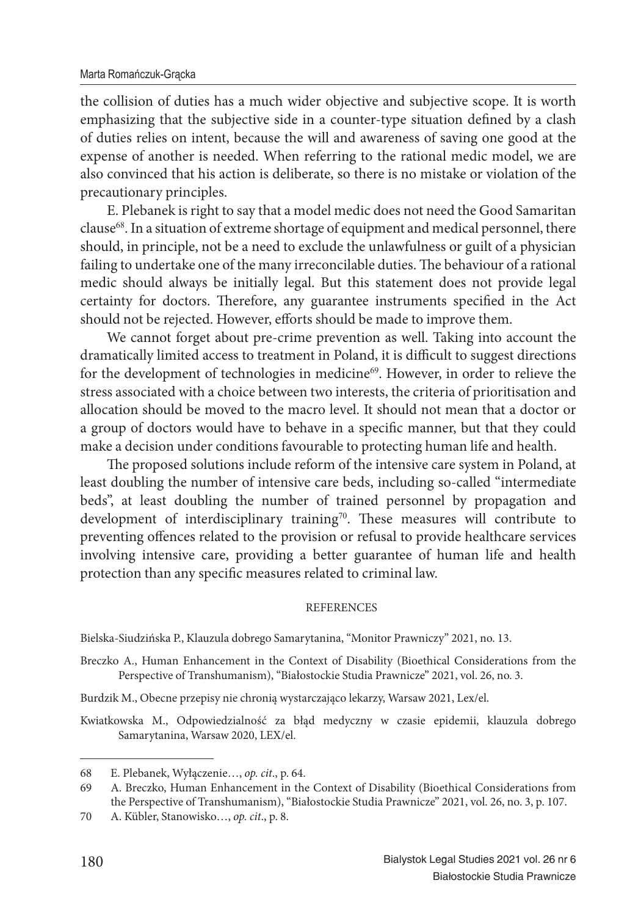the collision of duties has a much wider objective and subjective scope. It is worth emphasizing that the subjective side in a counter-type situation defined by a clash of duties relies on intent, because the will and awareness of saving one good at the expense of another is needed. When referring to the rational medic model, we are also convinced that his action is deliberate, so there is no mistake or violation of the precautionary principles.

E. Plebanek is right to say that a model medic does not need the Good Samaritan clause[68]. In a situation of extreme shortage of equipment and medical personnel, there should, in principle, not be a need to exclude the unlawfulness or guilt of a physician failing to undertake one of the many irreconcilable duties. The behaviour of a rational medic should always be initially legal. But this statement does not provide legal certainty for doctors. Therefore, any guarantee instruments specified in the Act should not be rejected. However, efforts should be made to improve them.

We cannot forget about pre-crime prevention as well. Taking into account the dramatically limited access to treatment in Poland, it is difficult to suggest directions for the development of technologies in medicine[69]. However, in order to relieve the stress associated with a choice between two interests, the criteria of prioritisation and allocation should be moved to the macro level. It should not mean that a doctor or a group of doctors would have to behave in a specific manner, but that they could make a decision under conditions favourable to protecting human life and health.

The proposed solutions include reform of the intensive care system in Poland, at least doubling the number of intensive care beds, including so-called "intermediate beds", at least doubling the number of trained personnel by propagation and development of interdisciplinary training[70]. These measures will contribute to preventing offences related to the provision or refusal to provide healthcare services involving intensive care, providing a better guarantee of human life and health protection than any specific measures related to criminal law.

## REFERENCES

Bielska-Siudzińska P., Klauzula dobrego Samarytanina, "Monitor Prawniczy" 2021, no. 13.

Breczko A., Human Enhancement in the Context of Disability (Bioethical Considerations from the Perspective of Transhumanism), "Białostockie Studia Prawnicze" 2021, vol. 26, no. 3.

Burdzik M., Obecne przepisy nie chronią wystarczająco lekarzy, Warsaw 2021, Lex/el.

Kwiatkowska M., Odpowiedzialność za błąd medyczny w czasie epidemii, klauzula dobrego Samarytanina, Warsaw 2020, LEX/el.

---

68 E. Plebanek, Wyłączenie…, *op. cit*., p. 64.

69 A. Breczko, Human Enhancement in the Context of Disability (Bioethical Considerations from the Perspective of Transhumanism), "Białostockie Studia Prawnicze" 2021, vol. 26, no. 3, p. 107.

70 A. Kübler, Stanowisko…, *op. cit*., p. 8.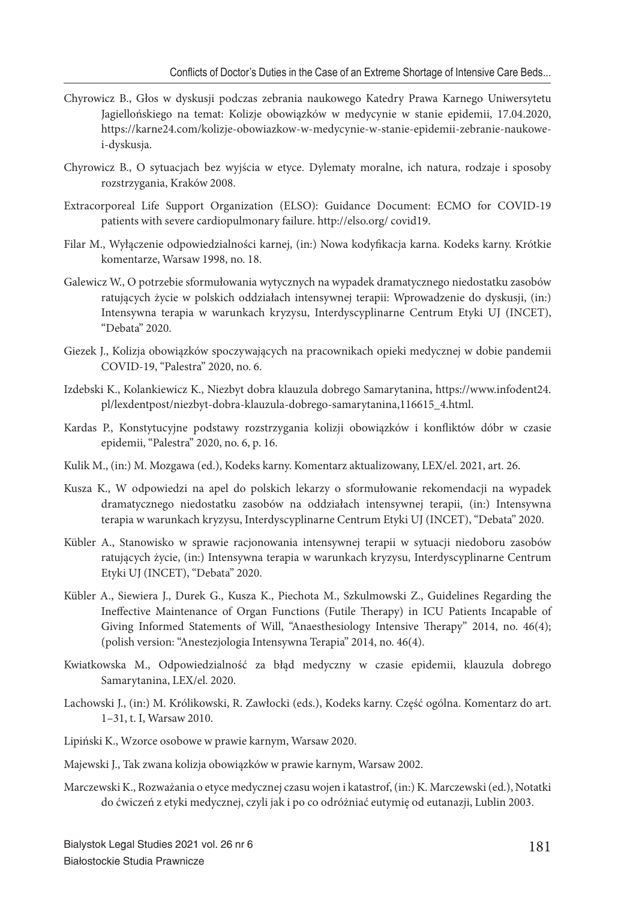Chyrowicz B., Głos w dyskusji podczas zebrania naukowego Katedry Prawa Karnego Uniwersytetu Jagiellońskiego na temat: Kolizje obowiązków w medycynie w stanie epidemii, 17.04.2020, https://karne24.com/kolizje-obowiazkow-w-medycynie-w-stanie-epidemii-zebranie-naukowe-i-dyskusja.

Chyrowicz B., O sytuacjach bez wyjścia w etyce. Dylematy moralne, ich natura, rodzaje i sposoby rozstrzygania, Kraków 2008.

Extracorporeal Life Support Organization (ELSO): Guidance Document: ECMO for COVID-19 patients with severe cardiopulmonary failure. http://elso.org/ covid19.

Filar M., Wyłączenie odpowiedzialności karnej, (in:) Nowa kodyfikacja karna. Kodeks karny. Krótkie komentarze, Warsaw 1998, no. 18.

Galewicz W., O potrzebie sformułowania wytycznych na wypadek dramatycznego niedostatku zasobów ratujących życie w polskich oddziałach intensywnej terapii: Wprowadzenie do dyskusji, (in:) Intensywna terapia w warunkach kryzysu, Interdyscyplinarne Centrum Etyki UJ (INCET), "Debata" 2020.

Giezek J., Kolizja obowiązków spoczywających na pracownikach opieki medycznej w dobie pandemii COVID-19, "Palestra" 2020, no. 6.

Izdebski K., Kolankiewicz K., Niezbyt dobra klauzula dobrego Samarytanina, https://www.infodent24.pl/lexdentpost/niezbyt-dobra-klauzula-dobrego-samarytanina,116615_4.html.

Kardas P., Konstytucyjne podstawy rozstrzygania kolizji obowiązków i konfliktów dóbr w czasie epidemii, "Palestra" 2020, no. 6, p. 16.

Kulik M., (in:) M. Mozgawa (ed.), Kodeks karny. Komentarz aktualizowany, LEX/el. 2021, art. 26.

Kusza K., W odpowiedzi na apel do polskich lekarzy o sformułowanie rekomendacji na wypadek dramatycznego niedostatku zasobów na oddziałach intensywnej terapii, (in:) Intensywna terapia w warunkach kryzysu, Interdyscyplinarne Centrum Etyki UJ (INCET), "Debata" 2020.

Kübler A., Stanowisko w sprawie racjonowania intensywnej terapii w sytuacji niedoboru zasobów ratujących życie, (in:) Intensywna terapia w warunkach kryzysu, Interdyscyplinarne Centrum Etyki UJ (INCET), "Debata" 2020.

Kübler A., Siewiera J., Durek G., Kusza K., Piechota M., Szkulmowski Z., Guidelines Regarding the Ineffective Maintenance of Organ Functions (Futile Therapy) in ICU Patients Incapable of Giving Informed Statements of Will, "Anaesthesiology Intensive Therapy" 2014, no. 46(4); (polish version: "Anestezjologia Intensywna Terapia" 2014, no. 46(4).

Kwiatkowska M., Odpowiedzialność za błąd medyczny w czasie epidemii, klauzula dobrego Samarytanina, LEX/el. 2020.

Lachowski J., (in:) M. Królikowski, R. Zawłocki (eds.), Kodeks karny. Część ogólna. Komentarz do art. 1–31, t. I, Warsaw 2010.

Lipiński K., Wzorce osobowe w prawie karnym, Warsaw 2020.

Majewski J., Tak zwana kolizja obowiązków w prawie karnym, Warsaw 2002.

Marczewski K., Rozważania o etyce medycznej czasu wojen i katastrof, (in:) K. Marczewski (ed.), Notatki do ćwiczeń z etyki medycznej, czyli jak i po co odróżniać eutymię od eutanazji, Lublin 2003.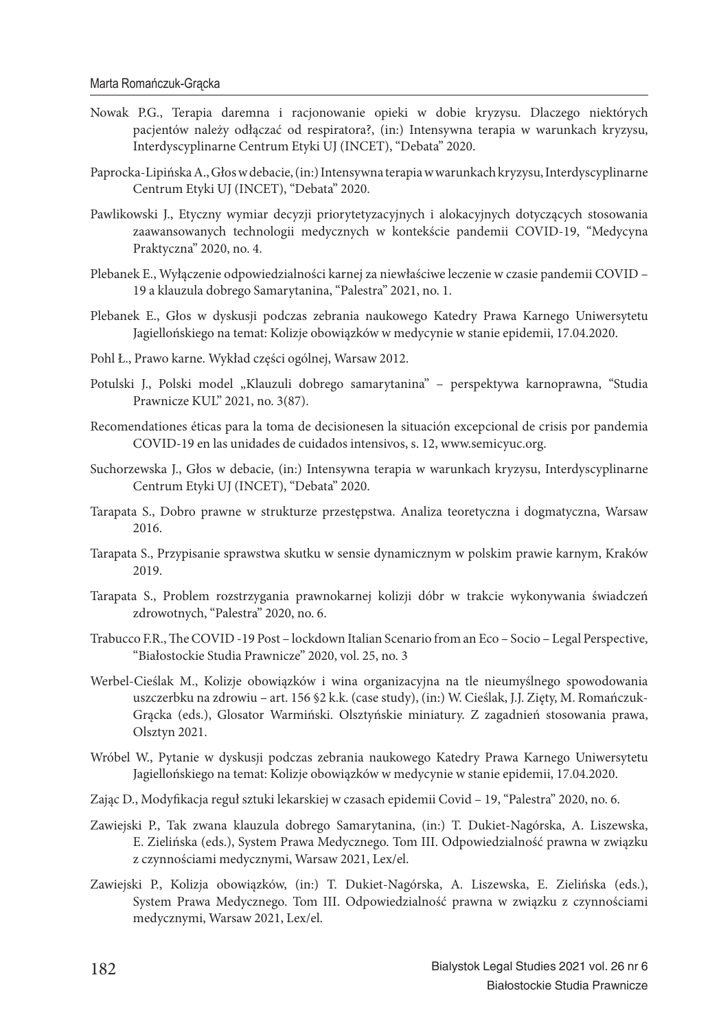Nowak P.G., Terapia daremna i racjonowanie opieki w dobie kryzysu. Dlaczego niektórych pacjentów należy odłączać od respiratora?, (in:) Intensywna terapia w warunkach kryzysu, Interdyscyplinarne Centrum Etyki UJ (INCET), "Debata" 2020.

Paprocka-Lipińska A., Głos w debacie, (in:) Intensywna terapia w warunkach kryzysu, Interdyscyplinarne Centrum Etyki UJ (INCET), "Debata" 2020.

Pawlikowski J., Etyczny wymiar decyzji priorytetyzacyjnych i alokacyjnych dotyczących stosowania zaawansowanych technologii medycznych w kontekście pandemii COVID-19, "Medycyna Praktyczna" 2020, no. 4.

Plebanek E., Wyłączenie odpowiedzialności karnej za niewłaściwe leczenie w czasie pandemii COVID – 19 a klauzula dobrego Samarytanina, "Palestra" 2021, no. 1.

Plebanek E., Głos w dyskusji podczas zebrania naukowego Katedry Prawa Karnego Uniwersytetu Jagiellońskiego na temat: Kolizje obowiązków w medycynie w stanie epidemii, 17.04.2020.

Pohl Ł., Prawo karne. Wykład części ogólnej, Warsaw 2012.

Potulski J., Polski model „Klauzuli dobrego samarytanina" – perspektywa karnoprawna, "Studia Prawnicze KUL" 2021, no. 3(87).

Recomendationes éticas para la toma de decisionesen la situación excepcional de crisis por pandemia COVID-19 en las unidades de cuidados intensivos, s. 12, www.semicyuc.org.

Suchorzewska J., Głos w debacie, (in:) Intensywna terapia w warunkach kryzysu, Interdyscyplinarne Centrum Etyki UJ (INCET), "Debata" 2020.

Tarapata S., Dobro prawne w strukturze przestępstwa. Analiza teoretyczna i dogmatyczna, Warsaw 2016.

Tarapata S., Przypisanie sprawstwa skutku w sensie dynamicznym w polskim prawie karnym, Kraków 2019.

Tarapata S., Problem rozstrzygania prawnokarnej kolizji dóbr w trakcie wykonywania świadczeń zdrowotnych, "Palestra" 2020, no. 6.

Trabucco F.R., The COVID -19 Post – lockdown Italian Scenario from an Eco – Socio – Legal Perspective, "Białostockie Studia Prawnicze" 2020, vol. 25, no. 3

Werbel-Cieślak M., Kolizje obowiązków i wina organizacyjna na tle nieumyślnego spowodowania uszczerbku na zdrowiu – art. 156 §2 k.k. (case study), (in:) W. Cieślak, J.J. Zięty, M. Romańczuk-Grącka (eds.), Glosator Warmiński. Olsztyńskie miniatury. Z zagadnień stosowania prawa, Olsztyn 2021.

Wróbel W., Pytanie w dyskusji podczas zebrania naukowego Katedry Prawa Karnego Uniwersytetu Jagiellońskiego na temat: Kolizje obowiązków w medycynie w stanie epidemii, 17.04.2020.

Zając D., Modyfikacja reguł sztuki lekarskiej w czasach epidemii Covid – 19, "Palestra" 2020, no. 6.

Zawiejski P., Tak zwana klauzula dobrego Samarytanina, (in:) T. Dukiet-Nagórska, A. Liszewska, E. Zielińska (eds.), System Prawa Medycznego. Tom III. Odpowiedzialność prawna w związku z czynnościami medycznymi, Warsaw 2021, Lex/el.

Zawiejski P., Kolizja obowiązków, (in:) T. Dukiet-Nagórska, A. Liszewska, E. Zielińska (eds.), System Prawa Medycznego. Tom III. Odpowiedzialność prawna w związku z czynnościami medycznymi, Warsaw 2021, Lex/el.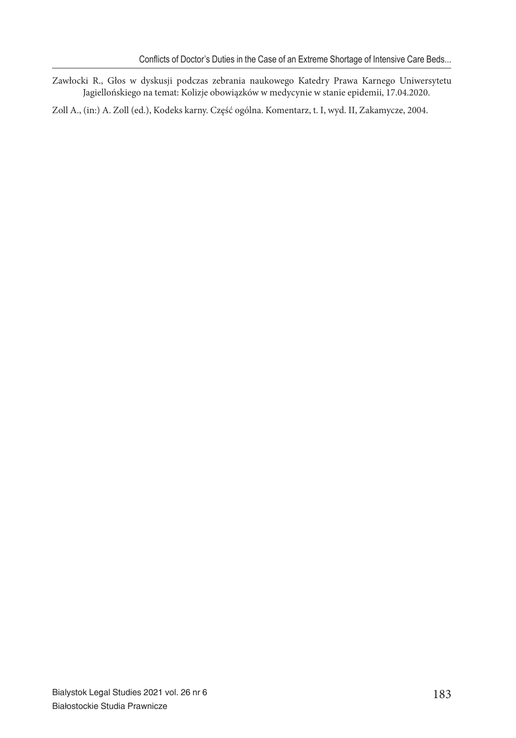Zawłocki R., Głos w dyskusji podczas zebrania naukowego Katedry Prawa Karnego Uniwersytetu Jagiellońskiego na temat: Kolizje obowiązków w medycynie w stanie epidemii, 17.04.2020.

Zoll A., (in:) A. Zoll (ed.), Kodeks karny. Część ogólna. Komentarz, t. I, wyd. II, Zakamycze, 2004.